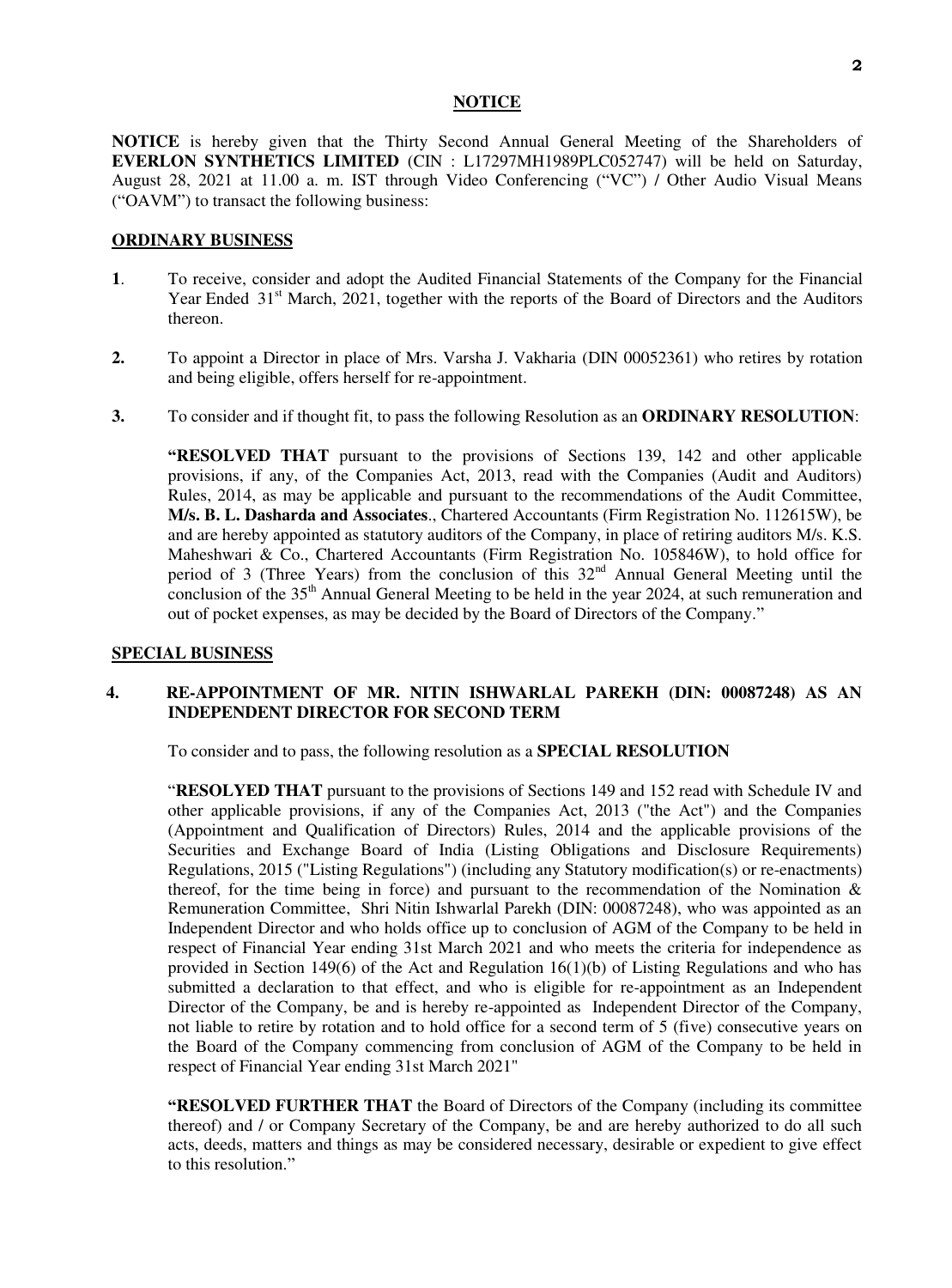# NOTICE

**NOTICE** is hereby given that the Thirty Second Annual General Meeting of the Shareholders of **EVERLON SYNTHETICS LIMITED** (CIN : L17297MH1989PLC052747) will be held on Saturday, August 28, 2021 at 11.00 a. m. IST through Video Conferencing ("VC") / Other Audio Visual Means ("OAVM") to transact the following business:

## ORDINARY BUSINESS

**1**. To receive, consider and adopt the Audited Financial Statements of the Company for the Financial Year Ended 31st March, 2021, together with the reports of the Board of Directors and the Auditors thereon.

**2.** To appoint a Director in place of Mrs. Varsha J. Vakharia (DIN 00052361) who retires by rotation and being eligible, offers herself for re-appointment.

**3.** To consider and if thought fit, to pass the following Resolution as an **ORDINARY RESOLUTION**:

**"RESOLVED THAT** pursuant to the provisions of Sections 139, 142 and other applicable provisions, if any, of the Companies Act, 2013, read with the Companies (Audit and Auditors) Rules, 2014, as may be applicable and pursuant to the recommendations of the Audit Committee, **M/s. B. L. Dasharda and Associates**., Chartered Accountants (Firm Registration No. 112615W), be and are hereby appointed as statutory auditors of the Company, in place of retiring auditors M/s. K.S. Maheshwari & Co., Chartered Accountants (Firm Registration No. 105846W), to hold office for period of 3 (Three Years) from the conclusion of this 32nd Annual General Meeting until the conclusion of the 35th Annual General Meeting to be held in the year 2024, at such remuneration and out of pocket expenses, as may be decided by the Board of Directors of the Company."

## SPECIAL BUSINESS

**4. RE-APPOINTMENT OF MR. NITIN ISHWARLAL PAREKH (DIN: 00087248) AS AN INDEPENDENT DIRECTOR FOR SECOND TERM**

To consider and to pass, the following resolution as a **SPECIAL RESOLUTION**

"**RESOLYED THAT** pursuant to the provisions of Sections 149 and 152 read with Schedule IV and other applicable provisions, if any of the Companies Act, 2013 ("the Act") and the Companies (Appointment and Qualification of Directors) Rules, 2014 and the applicable provisions of the Securities and Exchange Board of India (Listing Obligations and Disclosure Requirements) Regulations, 2015 ("Listing Regulations") (including any Statutory modification(s) or re-enactments) thereof, for the time being in force) and pursuant to the recommendation of the Nomination & Remuneration Committee, Shri Nitin Ishwarlal Parekh (DIN: 00087248), who was appointed as an Independent Director and who holds office up to conclusion of AGM of the Company to be held in respect of Financial Year ending 31st March 2021 and who meets the criteria for independence as provided in Section 149(6) of the Act and Regulation 16(1)(b) of Listing Regulations and who has submitted a declaration to that effect, and who is eligible for re-appointment as an Independent Director of the Company, be and is hereby re-appointed as Independent Director of the Company, not liable to retire by rotation and to hold office for a second term of 5 (five) consecutive years on the Board of the Company commencing from conclusion of AGM of the Company to be held in respect of Financial Year ending 31st March 2021"

**"RESOLVED FURTHER THAT** the Board of Directors of the Company (including its committee thereof) and / or Company Secretary of the Company, be and are hereby authorized to do all such acts, deeds, matters and things as may be considered necessary, desirable or expedient to give effect to this resolution."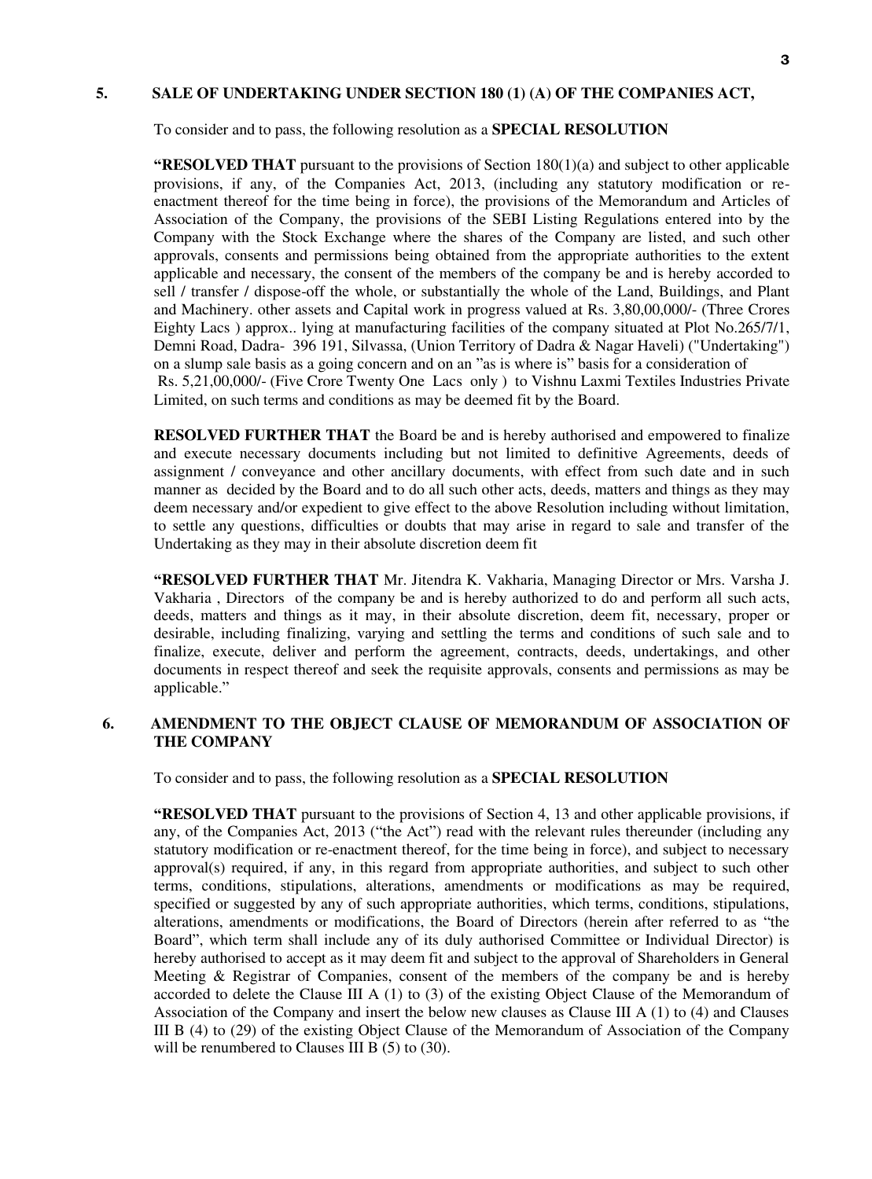**5. SALE OF UNDERTAKING UNDER SECTION 180 (1) (A) OF THE COMPANIES ACT,**

To consider and to pass, the following resolution as a **SPECIAL RESOLUTION**

**"RESOLVED THAT** pursuant to the provisions of Section 180(1)(a) and subject to other applicable provisions, if any, of the Companies Act, 2013, (including any statutory modification or re-enactment thereof for the time being in force), the provisions of the Memorandum and Articles of Association of the Company, the provisions of the SEBI Listing Regulations entered into by the Company with the Stock Exchange where the shares of the Company are listed, and such other approvals, consents and permissions being obtained from the appropriate authorities to the extent applicable and necessary, the consent of the members of the company be and is hereby accorded to sell / transfer / dispose-off the whole, or substantially the whole of the Land, Buildings, and Plant and Machinery. other assets and Capital work in progress valued at Rs. 3,80,00,000/- (Three Crores Eighty Lacs ) approx.. lying at manufacturing facilities of the company situated at Plot No.265/7/1, Demni Road, Dadra- 396 191, Silvassa, (Union Territory of Dadra & Nagar Haveli) ("Undertaking") on a slump sale basis as a going concern and on an "as is where is" basis for a consideration of Rs. 5,21,00,000/- (Five Crore Twenty One Lacs only ) to Vishnu Laxmi Textiles Industries Private Limited, on such terms and conditions as may be deemed fit by the Board.

**RESOLVED FURTHER THAT** the Board be and is hereby authorised and empowered to finalize and execute necessary documents including but not limited to definitive Agreements, deeds of assignment / conveyance and other ancillary documents, with effect from such date and in such manner as decided by the Board and to do all such other acts, deeds, matters and things as they may deem necessary and/or expedient to give effect to the above Resolution including without limitation, to settle any questions, difficulties or doubts that may arise in regard to sale and transfer of the Undertaking as they may in their absolute discretion deem fit

**"RESOLVED FURTHER THAT** Mr. Jitendra K. Vakharia, Managing Director or Mrs. Varsha J. Vakharia , Directors of the company be and is hereby authorized to do and perform all such acts, deeds, matters and things as it may, in their absolute discretion, deem fit, necessary, proper or desirable, including finalizing, varying and settling the terms and conditions of such sale and to finalize, execute, deliver and perform the agreement, contracts, deeds, undertakings, and other documents in respect thereof and seek the requisite approvals, consents and permissions as may be applicable."

**6. AMENDMENT TO THE OBJECT CLAUSE OF MEMORANDUM OF ASSOCIATION OF THE COMPANY**

To consider and to pass, the following resolution as a **SPECIAL RESOLUTION**

**"RESOLVED THAT** pursuant to the provisions of Section 4, 13 and other applicable provisions, if any, of the Companies Act, 2013 ("the Act") read with the relevant rules thereunder (including any statutory modification or re-enactment thereof, for the time being in force), and subject to necessary approval(s) required, if any, in this regard from appropriate authorities, and subject to such other terms, conditions, stipulations, alterations, amendments or modifications as may be required, specified or suggested by any of such appropriate authorities, which terms, conditions, stipulations, alterations, amendments or modifications, the Board of Directors (herein after referred to as "the Board", which term shall include any of its duly authorised Committee or Individual Director) is hereby authorised to accept as it may deem fit and subject to the approval of Shareholders in General Meeting & Registrar of Companies, consent of the members of the company be and is hereby accorded to delete the Clause III A (1) to (3) of the existing Object Clause of the Memorandum of Association of the Company and insert the below new clauses as Clause III A (1) to (4) and Clauses III B (4) to (29) of the existing Object Clause of the Memorandum of Association of the Company will be renumbered to Clauses III B (5) to (30).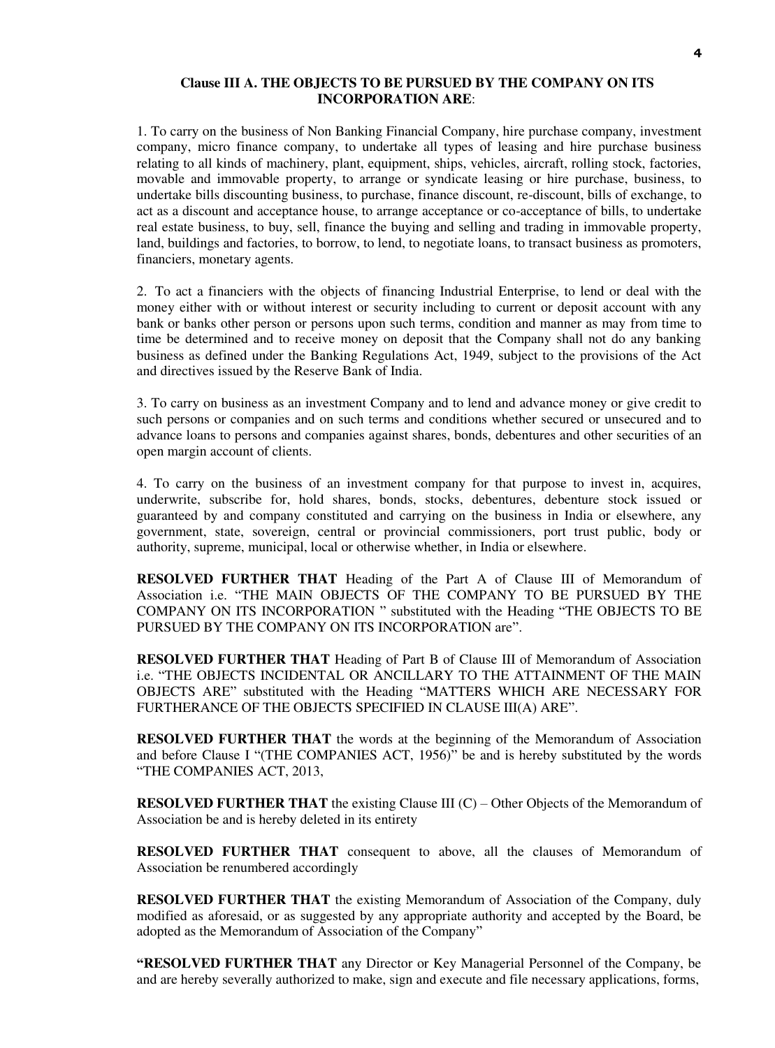**Clause III A. THE OBJECTS TO BE PURSUED BY THE COMPANY ON ITS INCORPORATION ARE**:

1. To carry on the business of Non Banking Financial Company, hire purchase company, investment company, micro finance company, to undertake all types of leasing and hire purchase business relating to all kinds of machinery, plant, equipment, ships, vehicles, aircraft, rolling stock, factories, movable and immovable property, to arrange or syndicate leasing or hire purchase, business, to undertake bills discounting business, to purchase, finance discount, re-discount, bills of exchange, to act as a discount and acceptance house, to arrange acceptance or co-acceptance of bills, to undertake real estate business, to buy, sell, finance the buying and selling and trading in immovable property, land, buildings and factories, to borrow, to lend, to negotiate loans, to transact business as promoters, financiers, monetary agents.

2. To act a financiers with the objects of financing Industrial Enterprise, to lend or deal with the money either with or without interest or security including to current or deposit account with any bank or banks other person or persons upon such terms, condition and manner as may from time to time be determined and to receive money on deposit that the Company shall not do any banking business as defined under the Banking Regulations Act, 1949, subject to the provisions of the Act and directives issued by the Reserve Bank of India.

3. To carry on business as an investment Company and to lend and advance money or give credit to such persons or companies and on such terms and conditions whether secured or unsecured and to advance loans to persons and companies against shares, bonds, debentures and other securities of an open margin account of clients.

4. To carry on the business of an investment company for that purpose to invest in, acquires, underwrite, subscribe for, hold shares, bonds, stocks, debentures, debenture stock issued or guaranteed by and company constituted and carrying on the business in India or elsewhere, any government, state, sovereign, central or provincial commissioners, port trust public, body or authority, supreme, municipal, local or otherwise whether, in India or elsewhere.

**RESOLVED FURTHER THAT** Heading of the Part A of Clause III of Memorandum of Association i.e. "THE MAIN OBJECTS OF THE COMPANY TO BE PURSUED BY THE COMPANY ON ITS INCORPORATION " substituted with the Heading "THE OBJECTS TO BE PURSUED BY THE COMPANY ON ITS INCORPORATION are".

**RESOLVED FURTHER THAT** Heading of Part B of Clause III of Memorandum of Association i.e. "THE OBJECTS INCIDENTAL OR ANCILLARY TO THE ATTAINMENT OF THE MAIN OBJECTS ARE" substituted with the Heading "MATTERS WHICH ARE NECESSARY FOR FURTHERANCE OF THE OBJECTS SPECIFIED IN CLAUSE III(A) ARE".

**RESOLVED FURTHER THAT** the words at the beginning of the Memorandum of Association and before Clause I "(THE COMPANIES ACT, 1956)" be and is hereby substituted by the words "THE COMPANIES ACT, 2013,

**RESOLVED FURTHER THAT** the existing Clause III (C) – Other Objects of the Memorandum of Association be and is hereby deleted in its entirety

**RESOLVED FURTHER THAT** consequent to above, all the clauses of Memorandum of Association be renumbered accordingly

**RESOLVED FURTHER THAT** the existing Memorandum of Association of the Company, duly modified as aforesaid, or as suggested by any appropriate authority and accepted by the Board, be adopted as the Memorandum of Association of the Company"

**"RESOLVED FURTHER THAT** any Director or Key Managerial Personnel of the Company, be and are hereby severally authorized to make, sign and execute and file necessary applications, forms,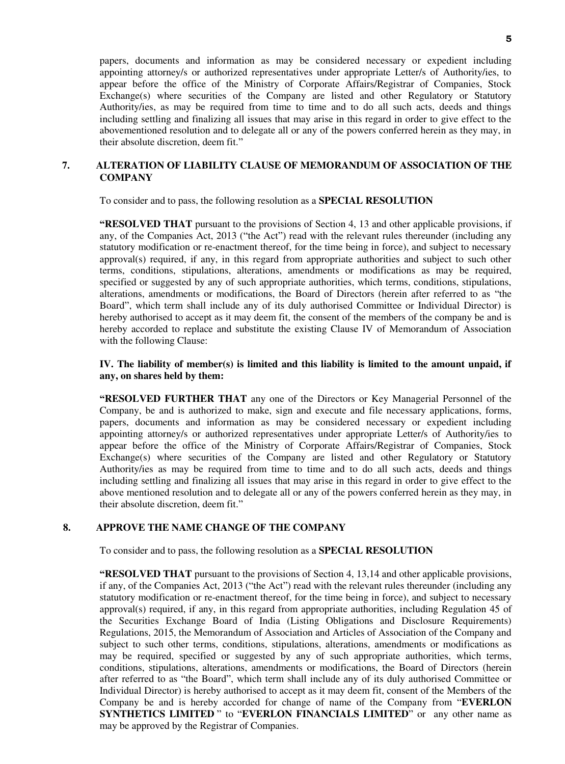papers, documents and information as may be considered necessary or expedient including appointing attorney/s or authorized representatives under appropriate Letter/s of Authority/ies, to appear before the office of the Ministry of Corporate Affairs/Registrar of Companies, Stock Exchange(s) where securities of the Company are listed and other Regulatory or Statutory Authority/ies, as may be required from time to time and to do all such acts, deeds and things including settling and finalizing all issues that may arise in this regard in order to give effect to the abovementioned resolution and to delegate all or any of the powers conferred herein as they may, in their absolute discretion, deem fit."

## 7. ALTERATION OF LIABILITY CLAUSE OF MEMORANDUM OF ASSOCIATION OF THE COMPANY

To consider and to pass, the following resolution as a **SPECIAL RESOLUTION**

**"RESOLVED THAT** pursuant to the provisions of Section 4, 13 and other applicable provisions, if any, of the Companies Act, 2013 ("the Act") read with the relevant rules thereunder (including any statutory modification or re-enactment thereof, for the time being in force), and subject to necessary approval(s) required, if any, in this regard from appropriate authorities and subject to such other terms, conditions, stipulations, alterations, amendments or modifications as may be required, specified or suggested by any of such appropriate authorities, which terms, conditions, stipulations, alterations, amendments or modifications, the Board of Directors (herein after referred to as "the Board", which term shall include any of its duly authorised Committee or Individual Director) is hereby authorised to accept as it may deem fit, the consent of the members of the company be and is hereby accorded to replace and substitute the existing Clause IV of Memorandum of Association with the following Clause:

**IV. The liability of member(s) is limited and this liability is limited to the amount unpaid, if any, on shares held by them:**

**"RESOLVED FURTHER THAT** any one of the Directors or Key Managerial Personnel of the Company, be and is authorized to make, sign and execute and file necessary applications, forms, papers, documents and information as may be considered necessary or expedient including appointing attorney/s or authorized representatives under appropriate Letter/s of Authority/ies to appear before the office of the Ministry of Corporate Affairs/Registrar of Companies, Stock Exchange(s) where securities of the Company are listed and other Regulatory or Statutory Authority/ies as may be required from time to time and to do all such acts, deeds and things including settling and finalizing all issues that may arise in this regard in order to give effect to the above mentioned resolution and to delegate all or any of the powers conferred herein as they may, in their absolute discretion, deem fit."

## 8. APPROVE THE NAME CHANGE OF THE COMPANY

To consider and to pass, the following resolution as a **SPECIAL RESOLUTION**

**"RESOLVED THAT** pursuant to the provisions of Section 4, 13,14 and other applicable provisions, if any, of the Companies Act, 2013 ("the Act") read with the relevant rules thereunder (including any statutory modification or re-enactment thereof, for the time being in force), and subject to necessary approval(s) required, if any, in this regard from appropriate authorities, including Regulation 45 of the Securities Exchange Board of India (Listing Obligations and Disclosure Requirements) Regulations, 2015, the Memorandum of Association and Articles of Association of the Company and subject to such other terms, conditions, stipulations, alterations, amendments or modifications as may be required, specified or suggested by any of such appropriate authorities, which terms, conditions, stipulations, alterations, amendments or modifications, the Board of Directors (herein after referred to as "the Board", which term shall include any of its duly authorised Committee or Individual Director) is hereby authorised to accept as it may deem fit, consent of the Members of the Company be and is hereby accorded for change of name of the Company from "**EVERLON SYNTHETICS LIMITED** " to "**EVERLON FINANCIALS LIMITED**" or any other name as may be approved by the Registrar of Companies.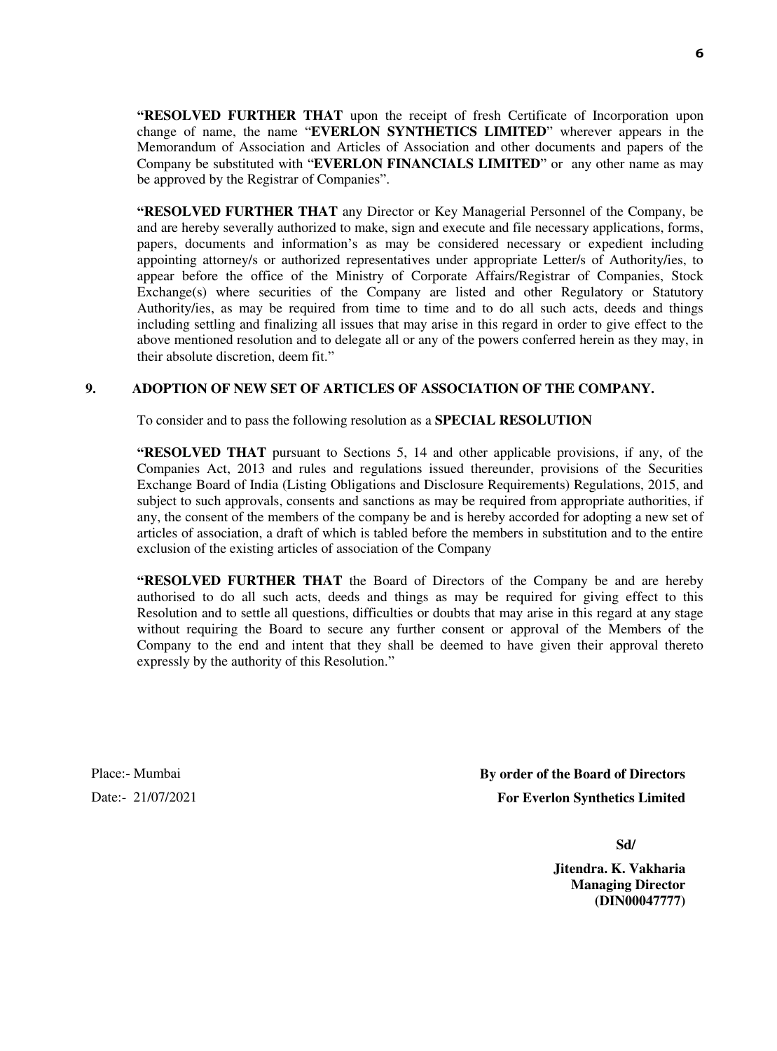**"RESOLVED FURTHER THAT** upon the receipt of fresh Certificate of Incorporation upon change of name, the name "**EVERLON SYNTHETICS LIMITED**" wherever appears in the Memorandum of Association and Articles of Association and other documents and papers of the Company be substituted with "**EVERLON FINANCIALS LIMITED**" or any other name as may be approved by the Registrar of Companies".

**"RESOLVED FURTHER THAT** any Director or Key Managerial Personnel of the Company, be and are hereby severally authorized to make, sign and execute and file necessary applications, forms, papers, documents and information's as may be considered necessary or expedient including appointing attorney/s or authorized representatives under appropriate Letter/s of Authority/ies, to appear before the office of the Ministry of Corporate Affairs/Registrar of Companies, Stock Exchange(s) where securities of the Company are listed and other Regulatory or Statutory Authority/ies, as may be required from time to time and to do all such acts, deeds and things including settling and finalizing all issues that may arise in this regard in order to give effect to the above mentioned resolution and to delegate all or any of the powers conferred herein as they may, in their absolute discretion, deem fit."

**9. ADOPTION OF NEW SET OF ARTICLES OF ASSOCIATION OF THE COMPANY.**

To consider and to pass the following resolution as a **SPECIAL RESOLUTION**

**"RESOLVED THAT** pursuant to Sections 5, 14 and other applicable provisions, if any, of the Companies Act, 2013 and rules and regulations issued thereunder, provisions of the Securities Exchange Board of India (Listing Obligations and Disclosure Requirements) Regulations, 2015, and subject to such approvals, consents and sanctions as may be required from appropriate authorities, if any, the consent of the members of the company be and is hereby accorded for adopting a new set of articles of association, a draft of which is tabled before the members in substitution and to the entire exclusion of the existing articles of association of the Company

**"RESOLVED FURTHER THAT** the Board of Directors of the Company be and are hereby authorised to do all such acts, deeds and things as may be required for giving effect to this Resolution and to settle all questions, difficulties or doubts that may arise in this regard at any stage without requiring the Board to secure any further consent or approval of the Members of the Company to the end and intent that they shall be deemed to have given their approval thereto expressly by the authority of this Resolution."

Place:- Mumbai

Date:- 21/07/2021

**By order of the Board of Directors**

**For Everlon Synthetics Limited**

**Sd/**

**Jitendra. K. Vakharia**
**Managing Director**
**(DIN00047777)**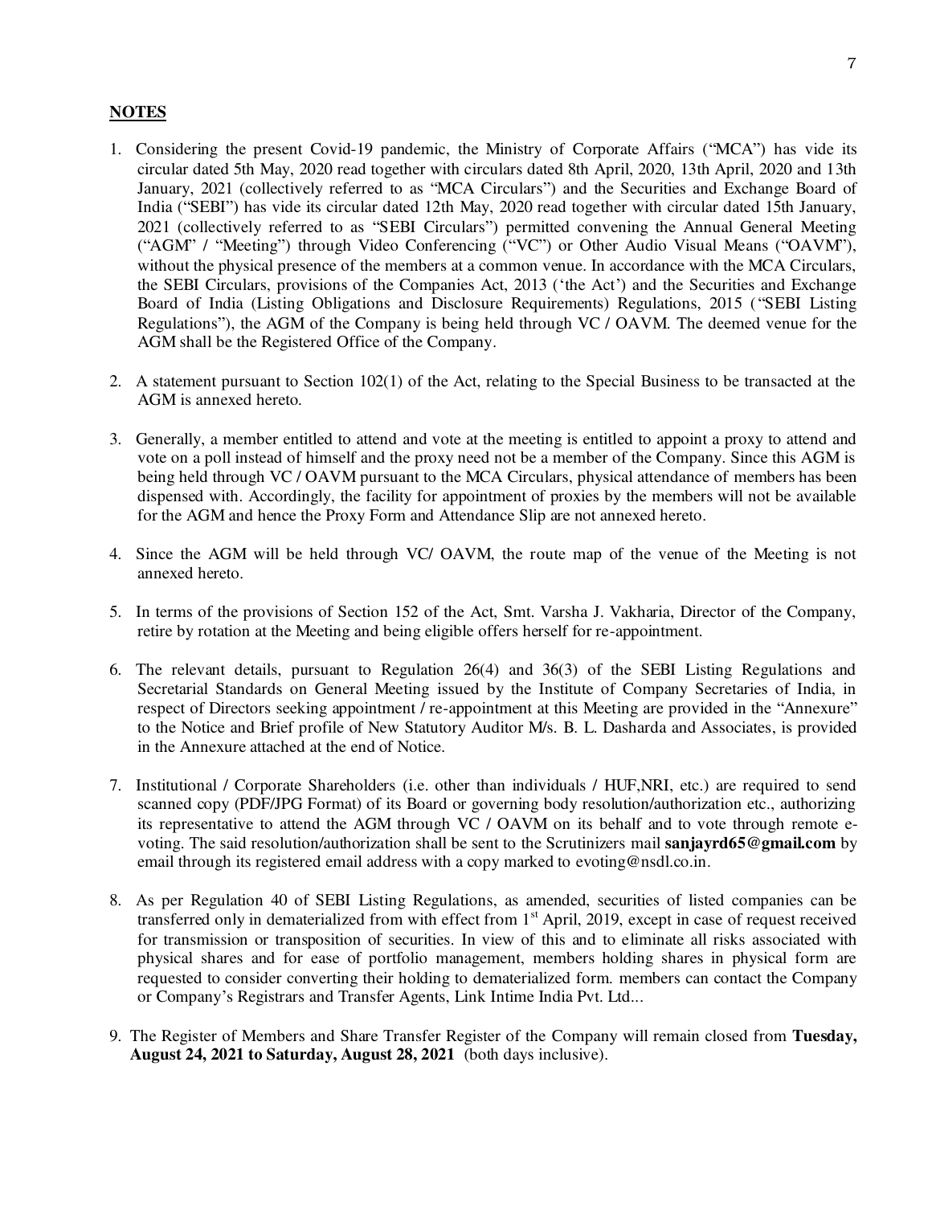## NOTES

1. Considering the present Covid-19 pandemic, the Ministry of Corporate Affairs ("MCA") has vide its circular dated 5th May, 2020 read together with circulars dated 8th April, 2020, 13th April, 2020 and 13th January, 2021 (collectively referred to as "MCA Circulars") and the Securities and Exchange Board of India ("SEBI") has vide its circular dated 12th May, 2020 read together with circular dated 15th January, 2021 (collectively referred to as "SEBI Circulars") permitted convening the Annual General Meeting ("AGM" / "Meeting") through Video Conferencing ("VC") or Other Audio Visual Means ("OAVM"), without the physical presence of the members at a common venue. In accordance with the MCA Circulars, the SEBI Circulars, provisions of the Companies Act, 2013 ('the Act') and the Securities and Exchange Board of India (Listing Obligations and Disclosure Requirements) Regulations, 2015 ("SEBI Listing Regulations"), the AGM of the Company is being held through VC / OAVM. The deemed venue for the AGM shall be the Registered Office of the Company.

2. A statement pursuant to Section 102(1) of the Act, relating to the Special Business to be transacted at the AGM is annexed hereto.

3. Generally, a member entitled to attend and vote at the meeting is entitled to appoint a proxy to attend and vote on a poll instead of himself and the proxy need not be a member of the Company. Since this AGM is being held through VC / OAVM pursuant to the MCA Circulars, physical attendance of members has been dispensed with. Accordingly, the facility for appointment of proxies by the members will not be available for the AGM and hence the Proxy Form and Attendance Slip are not annexed hereto.

4. Since the AGM will be held through VC/ OAVM, the route map of the venue of the Meeting is not annexed hereto.

5. In terms of the provisions of Section 152 of the Act, Smt. Varsha J. Vakharia, Director of the Company, retire by rotation at the Meeting and being eligible offers herself for re-appointment.

6. The relevant details, pursuant to Regulation 26(4) and 36(3) of the SEBI Listing Regulations and Secretarial Standards on General Meeting issued by the Institute of Company Secretaries of India, in respect of Directors seeking appointment / re-appointment at this Meeting are provided in the "Annexure" to the Notice and Brief profile of New Statutory Auditor M/s. B. L. Dasharda and Associates, is provided in the Annexure attached at the end of Notice.

7. Institutional / Corporate Shareholders (i.e. other than individuals / HUF,NRI, etc.) are required to send scanned copy (PDF/JPG Format) of its Board or governing body resolution/authorization etc., authorizing its representative to attend the AGM through VC / OAVM on its behalf and to vote through remote e-voting. The said resolution/authorization shall be sent to the Scrutinizers mail **sanjayrd65@gmail.com** by email through its registered email address with a copy marked to evoting@nsdl.co.in.

8. As per Regulation 40 of SEBI Listing Regulations, as amended, securities of listed companies can be transferred only in dematerialized from with effect from 1st April, 2019, except in case of request received for transmission or transposition of securities. In view of this and to eliminate all risks associated with physical shares and for ease of portfolio management, members holding shares in physical form are requested to consider converting their holding to dematerialized form. members can contact the Company or Company's Registrars and Transfer Agents, Link Intime India Pvt. Ltd...

9. The Register of Members and Share Transfer Register of the Company will remain closed from **Tuesday, August 24, 2021 to Saturday, August 28, 2021** (both days inclusive).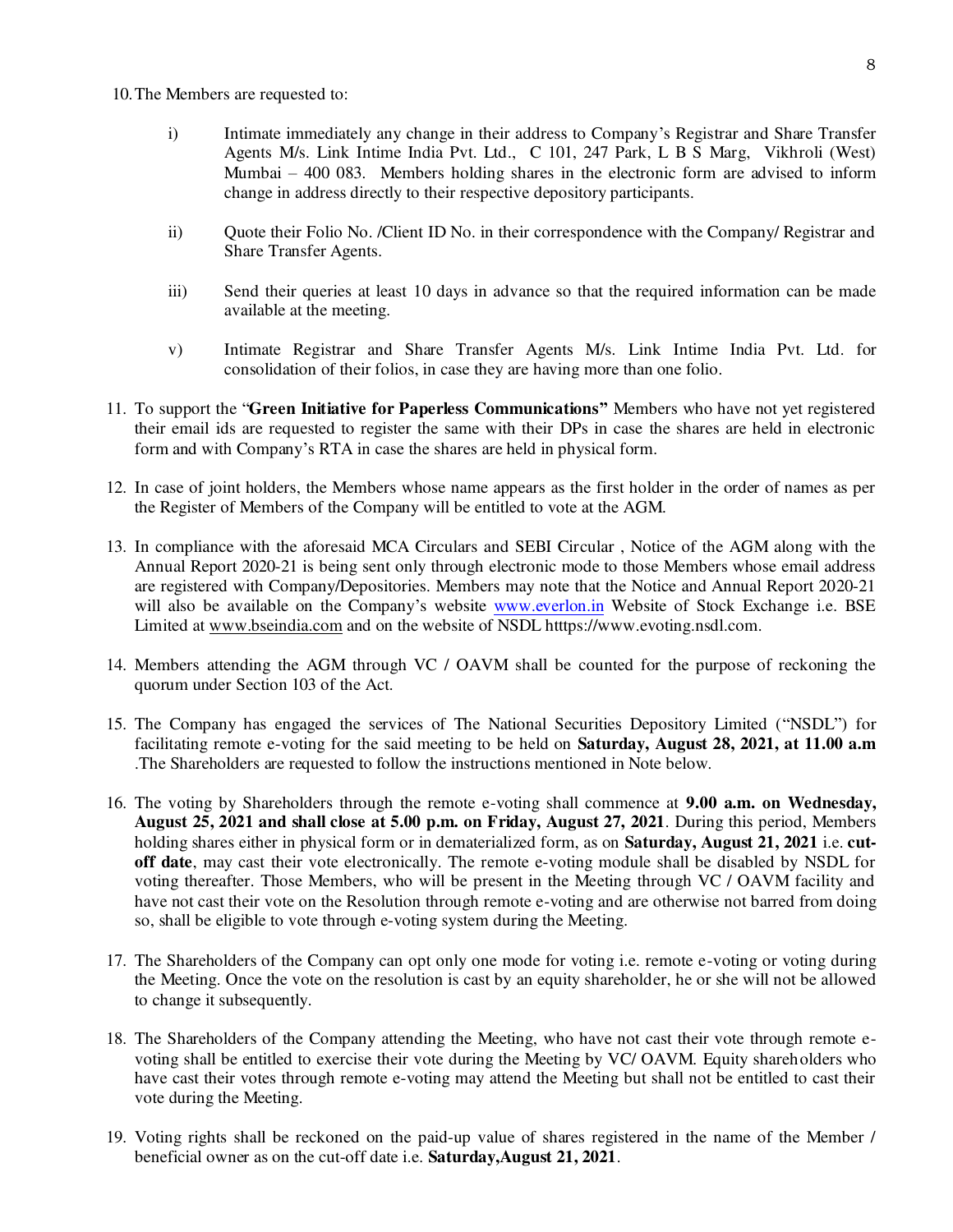10. The Members are requested to:

    i) Intimate immediately any change in their address to Company's Registrar and Share Transfer Agents M/s. Link Intime India Pvt. Ltd., C 101, 247 Park, L B S Marg, Vikhroli (West) Mumbai – 400 083. Members holding shares in the electronic form are advised to inform change in address directly to their respective depository participants.

    ii) Quote their Folio No. /Client ID No. in their correspondence with the Company/ Registrar and Share Transfer Agents.

    iii) Send their queries at least 10 days in advance so that the required information can be made available at the meeting.

    v) Intimate Registrar and Share Transfer Agents M/s. Link Intime India Pvt. Ltd. for consolidation of their folios, in case they are having more than one folio.

11. To support the "**Green Initiative for Paperless Communications"** Members who have not yet registered their email ids are requested to register the same with their DPs in case the shares are held in electronic form and with Company's RTA in case the shares are held in physical form.

12. In case of joint holders, the Members whose name appears as the first holder in the order of names as per the Register of Members of the Company will be entitled to vote at the AGM.

13. In compliance with the aforesaid MCA Circulars and SEBI Circular , Notice of the AGM along with the Annual Report 2020-21 is being sent only through electronic mode to those Members whose email address are registered with Company/Depositories. Members may note that the Notice and Annual Report 2020-21 will also be available on the Company's website www.everlon.in Website of Stock Exchange i.e. BSE Limited at www.bseindia.com and on the website of NSDL htttps://www.evoting.nsdl.com.

14. Members attending the AGM through VC / OAVM shall be counted for the purpose of reckoning the quorum under Section 103 of the Act.

15. The Company has engaged the services of The National Securities Depository Limited ("NSDL") for facilitating remote e-voting for the said meeting to be held on **Saturday, August 28, 2021, at 11.00 a.m** .The Shareholders are requested to follow the instructions mentioned in Note below.

16. The voting by Shareholders through the remote e-voting shall commence at **9.00 a.m. on Wednesday, August 25, 2021 and shall close at 5.00 p.m. on Friday, August 27, 2021**. During this period, Members holding shares either in physical form or in dematerialized form, as on **Saturday, August 21, 2021** i.e. **cut-off date**, may cast their vote electronically. The remote e-voting module shall be disabled by NSDL for voting thereafter. Those Members, who will be present in the Meeting through VC / OAVM facility and have not cast their vote on the Resolution through remote e-voting and are otherwise not barred from doing so, shall be eligible to vote through e-voting system during the Meeting.

17. The Shareholders of the Company can opt only one mode for voting i.e. remote e-voting or voting during the Meeting. Once the vote on the resolution is cast by an equity shareholder, he or she will not be allowed to change it subsequently.

18. The Shareholders of the Company attending the Meeting, who have not cast their vote through remote e-voting shall be entitled to exercise their vote during the Meeting by VC/ OAVM. Equity shareholders who have cast their votes through remote e-voting may attend the Meeting but shall not be entitled to cast their vote during the Meeting.

19. Voting rights shall be reckoned on the paid-up value of shares registered in the name of the Member / beneficial owner as on the cut-off date i.e. **Saturday,August 21, 2021**.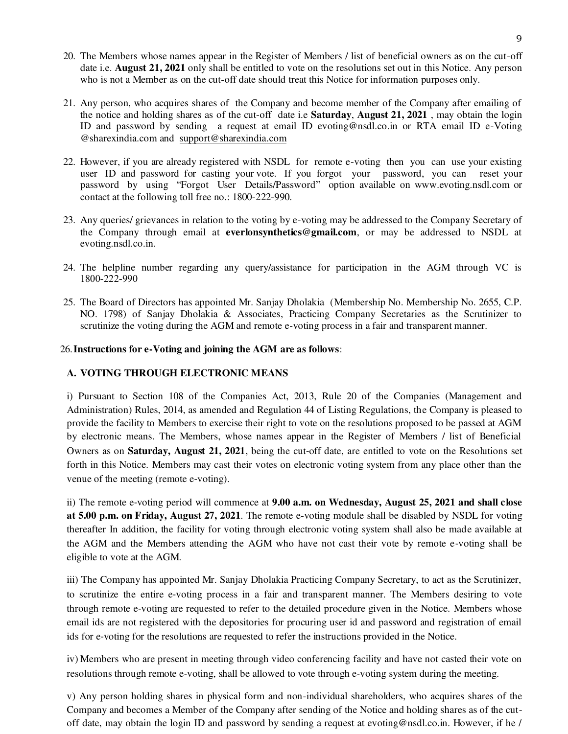20. The Members whose names appear in the Register of Members / list of beneficial owners as on the cut-off date i.e. **August 21, 2021** only shall be entitled to vote on the resolutions set out in this Notice. Any person who is not a Member as on the cut-off date should treat this Notice for information purposes only.

21. Any person, who acquires shares of the Company and become member of the Company after emailing of the notice and holding shares as of the cut-off date i.e **Saturday**, **August 21, 2021** , may obtain the login ID and password by sending a request at email ID evoting@nsdl.co.in or RTA email ID e-Voting @sharexindia.com and support@sharexindia.com

22. However, if you are already registered with NSDL for remote e-voting then you can use your existing user ID and password for casting your vote. If you forgot your password, you can reset your password by using "Forgot User Details/Password" option available on www.evoting.nsdl.com or contact at the following toll free no.: 1800-222-990.

23. Any queries/ grievances in relation to the voting by e-voting may be addressed to the Company Secretary of the Company through email at **everlonsynthetics@gmail.com**, or may be addressed to NSDL at evoting.nsdl.co.in.

24. The helpline number regarding any query/assistance for participation in the AGM through VC is 1800-222-990

25. The Board of Directors has appointed Mr. Sanjay Dholakia (Membership No. Membership No. 2655, C.P. NO. 1798) of Sanjay Dholakia & Associates, Practicing Company Secretaries as the Scrutinizer to scrutinize the voting during the AGM and remote e-voting process in a fair and transparent manner.

26. **Instructions for e-Voting and joining the AGM are as follows**:

**A. VOTING THROUGH ELECTRONIC MEANS**

i) Pursuant to Section 108 of the Companies Act, 2013, Rule 20 of the Companies (Management and Administration) Rules, 2014, as amended and Regulation 44 of Listing Regulations, the Company is pleased to provide the facility to Members to exercise their right to vote on the resolutions proposed to be passed at AGM by electronic means. The Members, whose names appear in the Register of Members / list of Beneficial Owners as on **Saturday, August 21, 2021**, being the cut-off date, are entitled to vote on the Resolutions set forth in this Notice. Members may cast their votes on electronic voting system from any place other than the venue of the meeting (remote e-voting).

ii) The remote e-voting period will commence at **9.00 a.m. on Wednesday, August 25, 2021 and shall close at 5.00 p.m. on Friday, August 27, 2021**. The remote e-voting module shall be disabled by NSDL for voting thereafter In addition, the facility for voting through electronic voting system shall also be made available at the AGM and the Members attending the AGM who have not cast their vote by remote e-voting shall be eligible to vote at the AGM.

iii) The Company has appointed Mr. Sanjay Dholakia Practicing Company Secretary, to act as the Scrutinizer, to scrutinize the entire e-voting process in a fair and transparent manner. The Members desiring to vote through remote e-voting are requested to refer to the detailed procedure given in the Notice. Members whose email ids are not registered with the depositories for procuring user id and password and registration of email ids for e-voting for the resolutions are requested to refer the instructions provided in the Notice.

iv) Members who are present in meeting through video conferencing facility and have not casted their vote on resolutions through remote e-voting, shall be allowed to vote through e-voting system during the meeting.

v) Any person holding shares in physical form and non-individual shareholders, who acquires shares of the Company and becomes a Member of the Company after sending of the Notice and holding shares as of the cut-off date, may obtain the login ID and password by sending a request at evoting@nsdl.co.in. However, if he /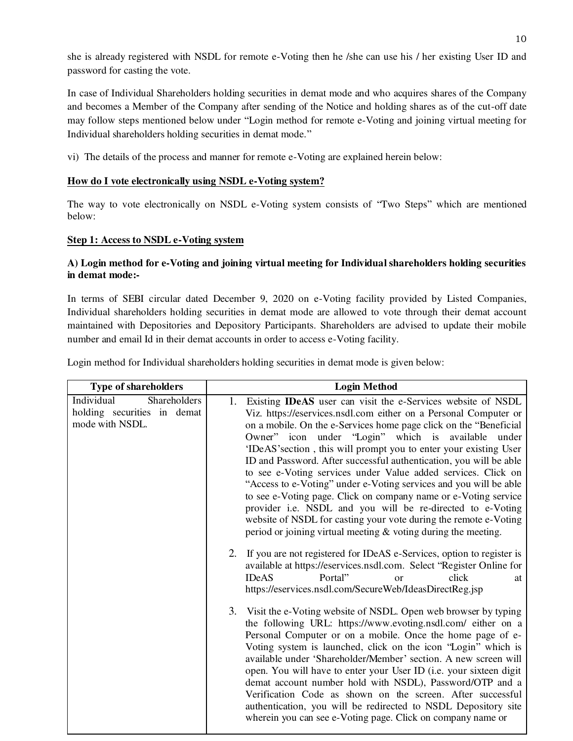she is already registered with NSDL for remote e-Voting then he /she can use his / her existing User ID and password for casting the vote.

In case of Individual Shareholders holding securities in demat mode and who acquires shares of the Company and becomes a Member of the Company after sending of the Notice and holding shares as of the cut-off date may follow steps mentioned below under "Login method for remote e-Voting and joining virtual meeting for Individual shareholders holding securities in demat mode."

vi) The details of the process and manner for remote e-Voting are explained herein below:

**<u>How do I vote electronically using NSDL e-Voting system?</u>**

The way to vote electronically on NSDL e-Voting system consists of "Two Steps" which are mentioned below:

**<u>Step 1: Access to NSDL e-Voting system</u>**

**A) Login method for e-Voting and joining virtual meeting for Individual shareholders holding securities in demat mode:-**

In terms of SEBI circular dated December 9, 2020 on e-Voting facility provided by Listed Companies, Individual shareholders holding securities in demat mode are allowed to vote through their demat account maintained with Depositories and Depository Participants. Shareholders are advised to update their mobile number and email Id in their demat accounts in order to access e-Voting facility.

Login method for Individual shareholders holding securities in demat mode is given below:

| Type of shareholders | Login Method |
|---|---|
| Individual Shareholders holding securities in demat mode with NSDL. | 1. Existing **IDeAS** user can visit the e-Services website of NSDL Viz. https://eservices.nsdl.com either on a Personal Computer or on a mobile. On the e-Services home page click on the "Beneficial Owner" icon under "Login" which is available under 'IDeAS'section , this will prompt you to enter your existing User ID and Password. After successful authentication, you will be able to see e-Voting services under Value added services. Click on "Access to e-Voting" under e-Voting services and you will be able to see e-Voting page. Click on company name or e-Voting service provider i.e. NSDL and you will be re-directed to e-Voting website of NSDL for casting your vote during the remote e-Voting period or joining virtual meeting & voting during the meeting.<br><br>2. If you are not registered for IDeAS e-Services, option to register is available at https://eservices.nsdl.com. Select "Register Online for IDeAS Portal" or click at https://eservices.nsdl.com/SecureWeb/IdeasDirectReg.jsp<br><br>3. Visit the e-Voting website of NSDL. Open web browser by typing the following URL: https://www.evoting.nsdl.com/ either on a Personal Computer or on a mobile. Once the home page of e-Voting system is launched, click on the icon "Login" which is available under 'Shareholder/Member' section. A new screen will open. You will have to enter your User ID (i.e. your sixteen digit demat account number hold with NSDL), Password/OTP and a Verification Code as shown on the screen. After successful authentication, you will be redirected to NSDL Depository site wherein you can see e-Voting page. Click on company name or |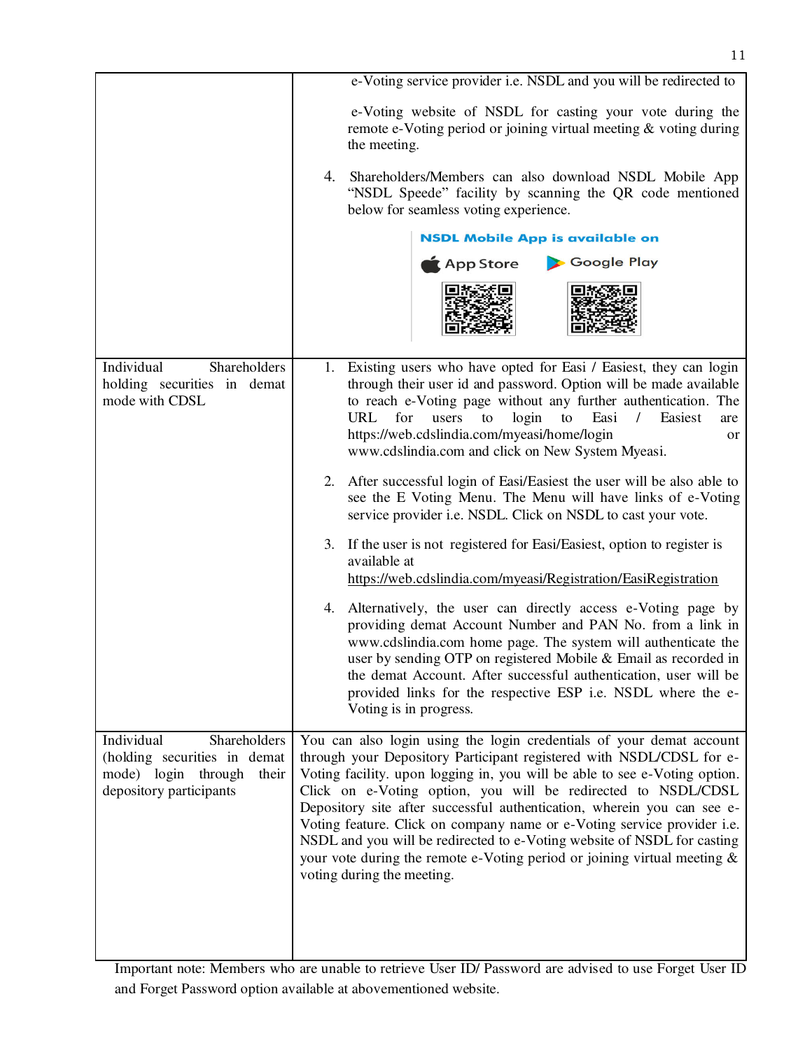| | |
|---|---|
| | e-Voting service provider i.e. NSDL and you will be redirected to e-Voting website of NSDL for casting your vote during the remote e-Voting period or joining virtual meeting & voting during the meeting.<br><br>4. Shareholders/Members can also download NSDL Mobile App "NSDL Speede" facility by scanning the QR code mentioned below for seamless voting experience.<br><br>NSDL Mobile App is available on<br>App Store Google Play |
| Individual Shareholders holding securities in demat mode with CDSL | 1. Existing users who have opted for Easi / Easiest, they can login through their user id and password. Option will be made available to reach e-Voting page without any further authentication. The URL for users to login to Easi / Easiest are https://web.cdslindia.com/myeasi/home/login or www.cdslindia.com and click on New System Myeasi.<br><br>2. After successful login of Easi/Easiest the user will be also able to see the E Voting Menu. The Menu will have links of e-Voting service provider i.e. NSDL. Click on NSDL to cast your vote.<br><br>3. If the user is not registered for Easi/Easiest, option to register is available at https://web.cdslindia.com/myeasi/Registration/EasiRegistration<br><br>4. Alternatively, the user can directly access e-Voting page by providing demat Account Number and PAN No. from a link in www.cdslindia.com home page. The system will authenticate the user by sending OTP on registered Mobile & Email as recorded in the demat Account. After successful authentication, user will be provided links for the respective ESP i.e. NSDL where the e-Voting is in progress. |
| Individual Shareholders (holding securities in demat mode) login through their depository participants | You can also login using the login credentials of your demat account through your Depository Participant registered with NSDL/CDSL for e-Voting facility. upon logging in, you will be able to see e-Voting option. Click on e-Voting option, you will be redirected to NSDL/CDSL Depository site after successful authentication, wherein you can see e-Voting feature. Click on company name or e-Voting service provider i.e. NSDL and you will be redirected to e-Voting website of NSDL for casting your vote during the remote e-Voting period or joining virtual meeting & voting during the meeting. |

Important note: Members who are unable to retrieve User ID/ Password are advised to use Forget User ID and Forget Password option available at abovementioned website.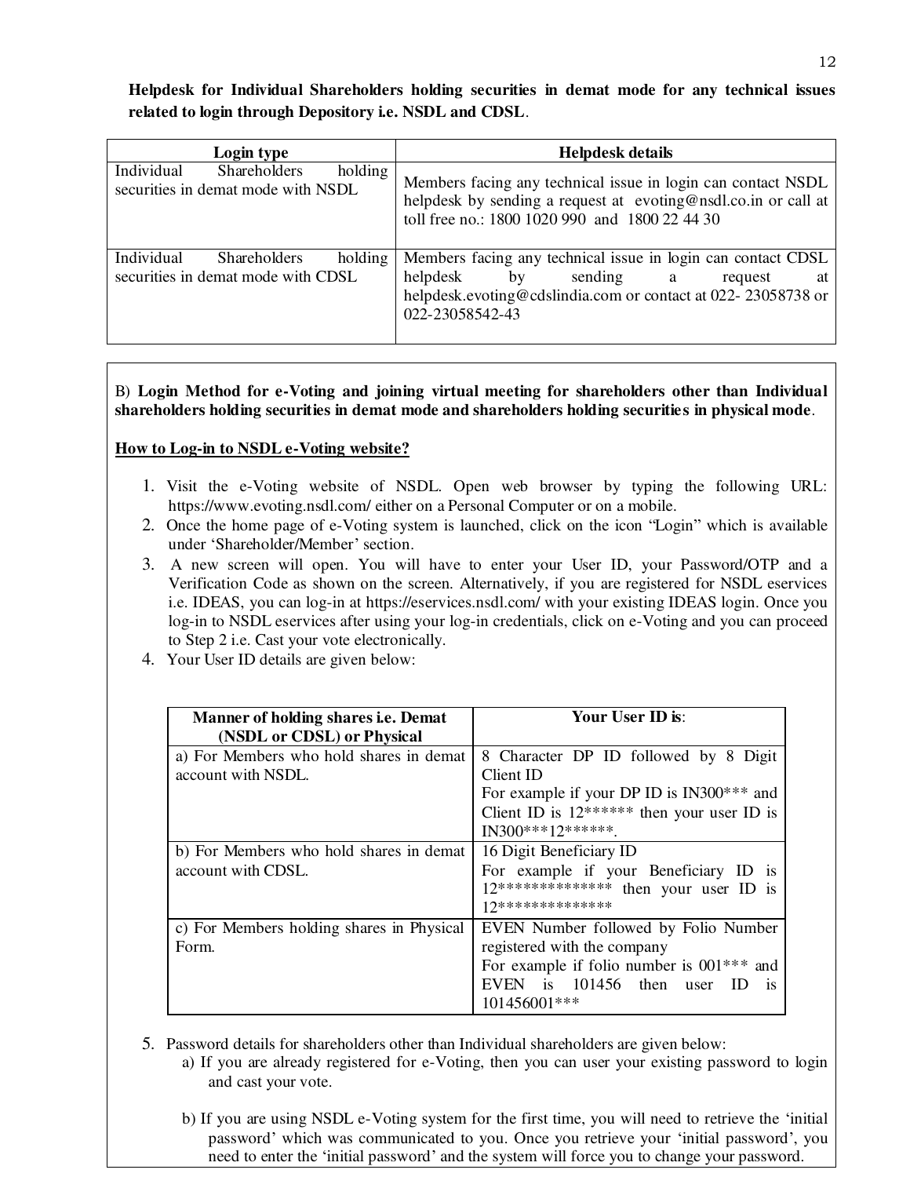**Helpdesk for Individual Shareholders holding securities in demat mode for any technical issues related to login through Depository i.e. NSDL and CDSL.**

| Login type | Helpdesk details |
|---|---|
| Individual Shareholders holding securities in demat mode with NSDL | Members facing any technical issue in login can contact NSDL helpdesk by sending a request at evoting@nsdl.co.in or call at toll free no.: 1800 1020 990 and 1800 22 44 30 |
| Individual Shareholders holding securities in demat mode with CDSL | Members facing any technical issue in login can contact CDSL helpdesk by sending a request at helpdesk.evoting@cdslindia.com or contact at 022- 23058738 or 022-23058542-43 |

B) **Login Method for e-Voting and joining virtual meeting for shareholders other than Individual shareholders holding securities in demat mode and shareholders holding securities in physical mode**.

**How to Log-in to NSDL e-Voting website?**

1. Visit the e-Voting website of NSDL. Open web browser by typing the following URL: https://www.evoting.nsdl.com/ either on a Personal Computer or on a mobile.
2. Once the home page of e-Voting system is launched, click on the icon "Login" which is available under 'Shareholder/Member' section.
3. A new screen will open. You will have to enter your User ID, your Password/OTP and a Verification Code as shown on the screen. Alternatively, if you are registered for NSDL eservices i.e. IDEAS, you can log-in at https://eservices.nsdl.com/ with your existing IDEAS login. Once you log-in to NSDL eservices after using your log-in credentials, click on e-Voting and you can proceed to Step 2 i.e. Cast your vote electronically.
4. Your User ID details are given below:

| Manner of holding shares i.e. Demat (NSDL or CDSL) or Physical | Your User ID is: |
|---|---|
| a) For Members who hold shares in demat account with NSDL. | 8 Character DP ID followed by 8 Digit Client ID<br>For example if your DP ID is IN300*** and Client ID is 12****** then your user ID is IN300***12******. |
| b) For Members who hold shares in demat account with CDSL. | 16 Digit Beneficiary ID<br>For example if your Beneficiary ID is 12************** then your user ID is 12************** |
| c) For Members holding shares in Physical Form. | EVEN Number followed by Folio Number registered with the company<br>For example if folio number is 001*** and EVEN is 101456 then user ID is 101456001*** |

5. Password details for shareholders other than Individual shareholders are given below:
   a) If you are already registered for e-Voting, then you can user your existing password to login and cast your vote.

   b) If you are using NSDL e-Voting system for the first time, you will need to retrieve the 'initial password' which was communicated to you. Once you retrieve your 'initial password', you need to enter the 'initial password' and the system will force you to change your password.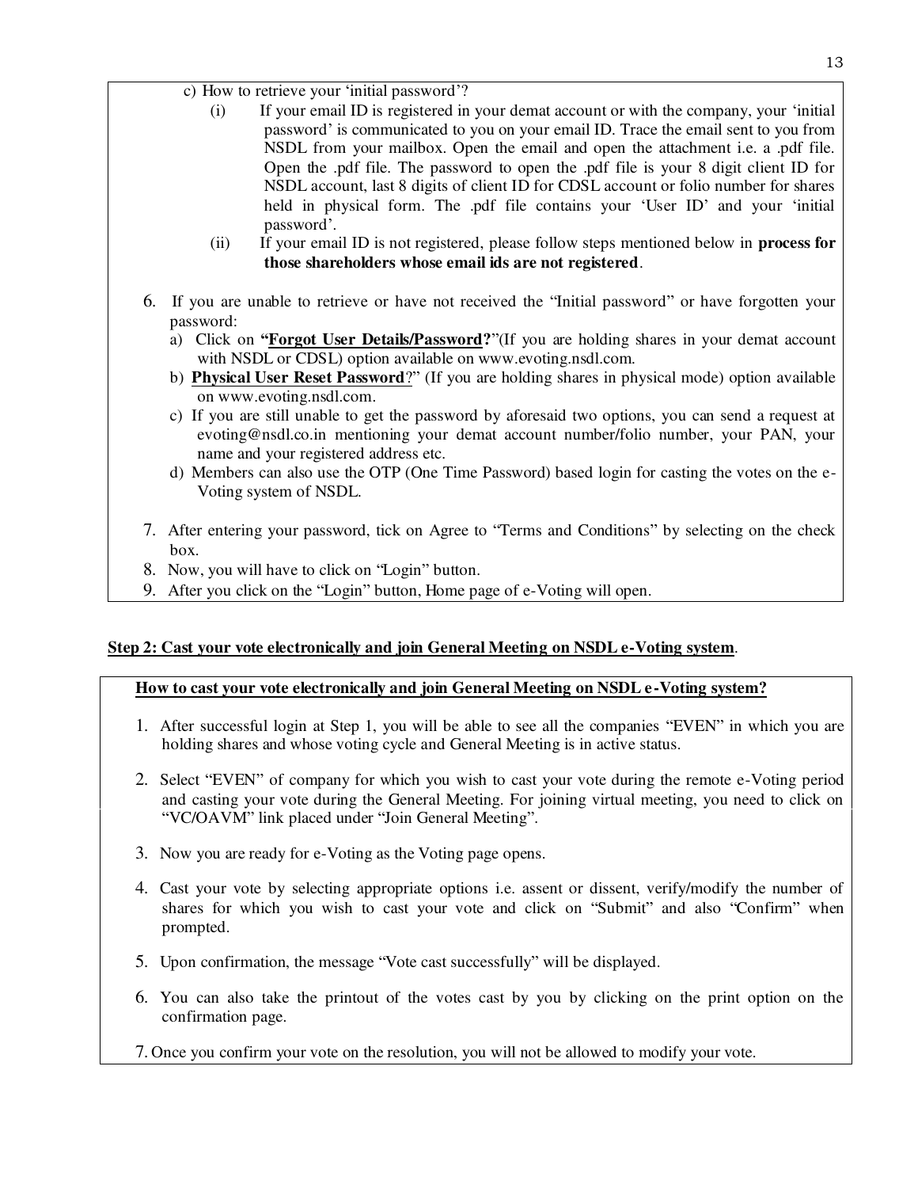c) How to retrieve your 'initial password'?

   (i) If your email ID is registered in your demat account or with the company, your 'initial password' is communicated to you on your email ID. Trace the email sent to you from NSDL from your mailbox. Open the email and open the attachment i.e. a .pdf file. Open the .pdf file. The password to open the .pdf file is your 8 digit client ID for NSDL account, last 8 digits of client ID for CDSL account or folio number for shares held in physical form. The .pdf file contains your 'User ID' and your 'initial password'.

   (ii) If your email ID is not registered, please follow steps mentioned below in **process for those shareholders whose email ids are not registered**.

6. If you are unable to retrieve or have not received the "Initial password" or have forgotten your password:
   a) Click on **"<u>Forgot User Details/Password</u>?"**(If you are holding shares in your demat account with NSDL or CDSL) option available on www.evoting.nsdl.com.
   b) **<u>Physical User Reset Password</u>**?" (If you are holding shares in physical mode) option available on www.evoting.nsdl.com.
   c) If you are still unable to get the password by aforesaid two options, you can send a request at evoting@nsdl.co.in mentioning your demat account number/folio number, your PAN, your name and your registered address etc.
   d) Members can also use the OTP (One Time Password) based login for casting the votes on the e-Voting system of NSDL.

7. After entering your password, tick on Agree to "Terms and Conditions" by selecting on the check box.
8. Now, you will have to click on "Login" button.
9. After you click on the "Login" button, Home page of e-Voting will open.

**<u>Step 2: Cast your vote electronically and join General Meeting on NSDL e-Voting system</u>**.

**<u>How to cast your vote electronically and join General Meeting on NSDL e-Voting system?</u>**

1. After successful login at Step 1, you will be able to see all the companies "EVEN" in which you are holding shares and whose voting cycle and General Meeting is in active status.

2. Select "EVEN" of company for which you wish to cast your vote during the remote e-Voting period and casting your vote during the General Meeting. For joining virtual meeting, you need to click on "VC/OAVM" link placed under "Join General Meeting".

3. Now you are ready for e-Voting as the Voting page opens.

4. Cast your vote by selecting appropriate options i.e. assent or dissent, verify/modify the number of shares for which you wish to cast your vote and click on "Submit" and also "Confirm" when prompted.

5. Upon confirmation, the message "Vote cast successfully" will be displayed.

6. You can also take the printout of the votes cast by you by clicking on the print option on the confirmation page.

7. Once you confirm your vote on the resolution, you will not be allowed to modify your vote.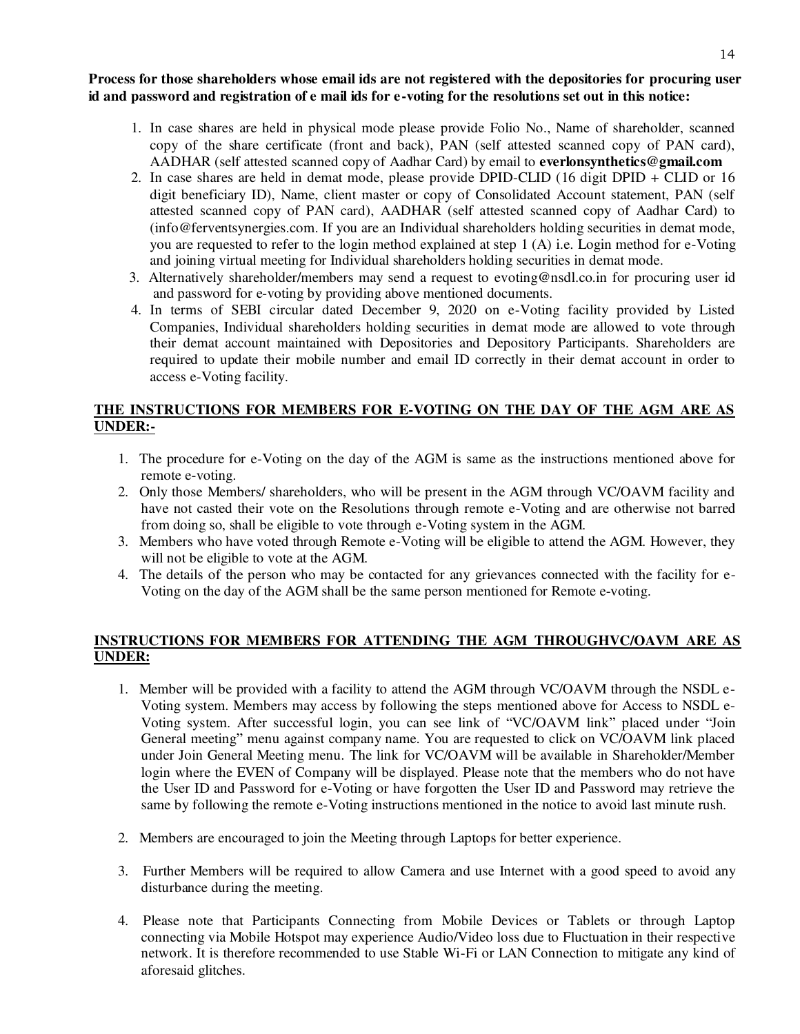**Process for those shareholders whose email ids are not registered with the depositories for procuring user id and password and registration of e mail ids for e-voting for the resolutions set out in this notice:**

1. In case shares are held in physical mode please provide Folio No., Name of shareholder, scanned copy of the share certificate (front and back), PAN (self attested scanned copy of PAN card), AADHAR (self attested scanned copy of Aadhar Card) by email to **everlonsynthetics@gmail.com**
2. In case shares are held in demat mode, please provide DPID-CLID (16 digit DPID + CLID or 16 digit beneficiary ID), Name, client master or copy of Consolidated Account statement, PAN (self attested scanned copy of PAN card), AADHAR (self attested scanned copy of Aadhar Card) to (info@ferventsynergies.com. If you are an Individual shareholders holding securities in demat mode, you are requested to refer to the login method explained at step 1 (A) i.e. Login method for e-Voting and joining virtual meeting for Individual shareholders holding securities in demat mode.
3. Alternatively shareholder/members may send a request to evoting@nsdl.co.in for procuring user id and password for e-voting by providing above mentioned documents.
4. In terms of SEBI circular dated December 9, 2020 on e-Voting facility provided by Listed Companies, Individual shareholders holding securities in demat mode are allowed to vote through their demat account maintained with Depositories and Depository Participants. Shareholders are required to update their mobile number and email ID correctly in their demat account in order to access e-Voting facility.

**THE INSTRUCTIONS FOR MEMBERS FOR E-VOTING ON THE DAY OF THE AGM ARE AS UNDER:-**

1. The procedure for e-Voting on the day of the AGM is same as the instructions mentioned above for remote e-voting.
2. Only those Members/ shareholders, who will be present in the AGM through VC/OAVM facility and have not casted their vote on the Resolutions through remote e-Voting and are otherwise not barred from doing so, shall be eligible to vote through e-Voting system in the AGM.
3. Members who have voted through Remote e-Voting will be eligible to attend the AGM. However, they will not be eligible to vote at the AGM.
4. The details of the person who may be contacted for any grievances connected with the facility for e-Voting on the day of the AGM shall be the same person mentioned for Remote e-voting.

**INSTRUCTIONS FOR MEMBERS FOR ATTENDING THE AGM THROUGHVC/OAVM ARE AS UNDER:**

1. Member will be provided with a facility to attend the AGM through VC/OAVM through the NSDL e-Voting system. Members may access by following the steps mentioned above for Access to NSDL e-Voting system. After successful login, you can see link of "VC/OAVM link" placed under "Join General meeting" menu against company name. You are requested to click on VC/OAVM link placed under Join General Meeting menu. The link for VC/OAVM will be available in Shareholder/Member login where the EVEN of Company will be displayed. Please note that the members who do not have the User ID and Password for e-Voting or have forgotten the User ID and Password may retrieve the same by following the remote e-Voting instructions mentioned in the notice to avoid last minute rush.

2. Members are encouraged to join the Meeting through Laptops for better experience.

3. Further Members will be required to allow Camera and use Internet with a good speed to avoid any disturbance during the meeting.

4. Please note that Participants Connecting from Mobile Devices or Tablets or through Laptop connecting via Mobile Hotspot may experience Audio/Video loss due to Fluctuation in their respective network. It is therefore recommended to use Stable Wi-Fi or LAN Connection to mitigate any kind of aforesaid glitches.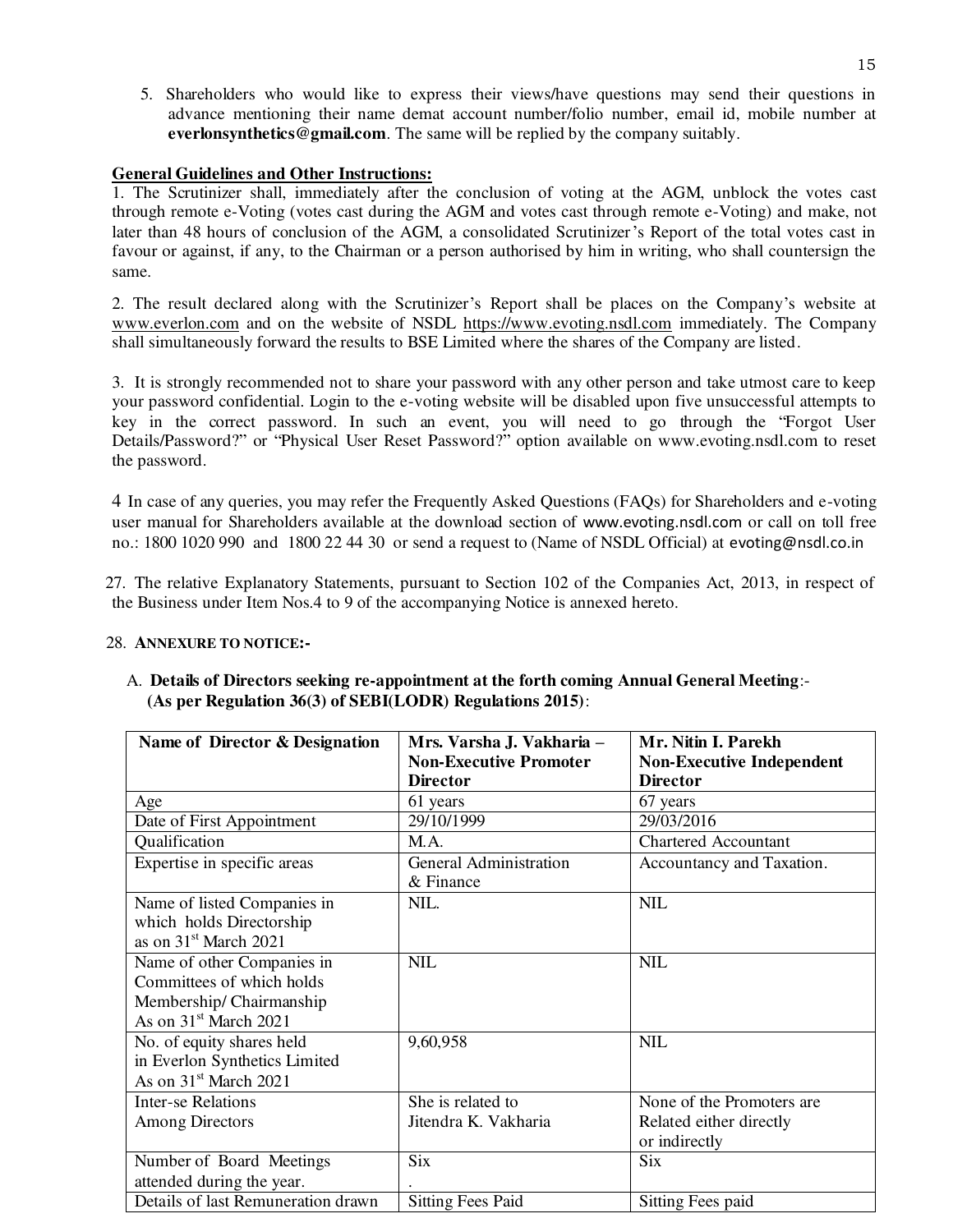5. Shareholders who would like to express their views/have questions may send their questions in advance mentioning their name demat account number/folio number, email id, mobile number at **everlonsynthetics@gmail.com**. The same will be replied by the company suitably.

**General Guidelines and Other Instructions:**

1. The Scrutinizer shall, immediately after the conclusion of voting at the AGM, unblock the votes cast through remote e-Voting (votes cast during the AGM and votes cast through remote e-Voting) and make, not later than 48 hours of conclusion of the AGM, a consolidated Scrutinizer's Report of the total votes cast in favour or against, if any, to the Chairman or a person authorised by him in writing, who shall countersign the same.

2. The result declared along with the Scrutinizer's Report shall be places on the Company's website at www.everlon.com and on the website of NSDL https://www.evoting.nsdl.com immediately. The Company shall simultaneously forward the results to BSE Limited where the shares of the Company are listed.

3. It is strongly recommended not to share your password with any other person and take utmost care to keep your password confidential. Login to the e-voting website will be disabled upon five unsuccessful attempts to key in the correct password. In such an event, you will need to go through the "Forgot User Details/Password?" or "Physical User Reset Password?" option available on www.evoting.nsdl.com to reset the password.

4 In case of any queries, you may refer the Frequently Asked Questions (FAQs) for Shareholders and e-voting user manual for Shareholders available at the download section of www.evoting.nsdl.com or call on toll free no.: 1800 1020 990 and 1800 22 44 30 or send a request to (Name of NSDL Official) at evoting@nsdl.co.in

27. The relative Explanatory Statements, pursuant to Section 102 of the Companies Act, 2013, in respect of the Business under Item Nos.4 to 9 of the accompanying Notice is annexed hereto.

28. **ANNEXURE TO NOTICE:-**

A. **Details of Directors seeking re-appointment at the forth coming Annual General Meeting**:- **(As per Regulation 36(3) of SEBI(LODR) Regulations 2015)**:

| Name of Director & Designation | Mrs. Varsha J. Vakharia – Non-Executive Promoter Director | Mr. Nitin I. Parekh Non-Executive Independent Director |
|---|---|---|
| Age | 61 years | 67 years |
| Date of First Appointment | 29/10/1999 | 29/03/2016 |
| Qualification | M.A. | Chartered Accountant |
| Expertise in specific areas | General Administration & Finance | Accountancy and Taxation. |
| Name of listed Companies in which holds Directorship as on 31st March 2021 | NIL. | NIL |
| Name of other Companies in Committees of which holds Membership/ Chairmanship As on 31st March 2021 | NIL | NIL |
| No. of equity shares held in Everlon Synthetics Limited As on 31st March 2021 | 9,60,958 | NIL |
| Inter-se Relations Among Directors | She is related to Jitendra K. Vakharia | None of the Promoters are Related either directly or indirectly |
| Number of Board Meetings attended during the year. | Six . | Six |
| Details of last Remuneration drawn | Sitting Fees Paid | Sitting Fees paid |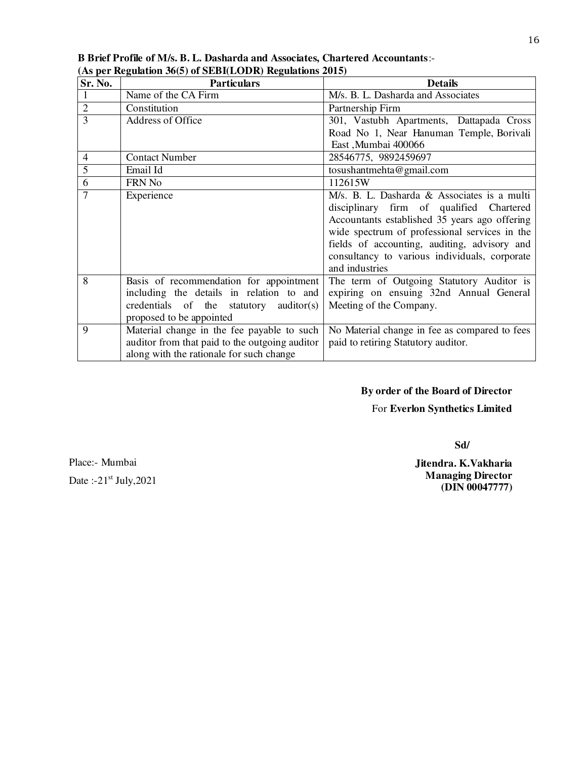**B Brief Profile of M/s. B. L. Dasharda and Associates, Chartered Accountants**:-
**(As per Regulation 36(5) of SEBI(LODR) Regulations 2015)**

| Sr. No. | Particulars | Details |
|---|---|---|
| 1 | Name of the CA Firm | M/s. B. L. Dasharda and Associates |
| 2 | Constitution | Partnership Firm |
| 3 | Address of Office | 301, Vastubh Apartments, Dattapada Cross Road No 1, Near Hanuman Temple, Borivali East ,Mumbai 400066 |
| 4 | Contact Number | 28546775, 9892459697 |
| 5 | Email Id | tosushantmehta@gmail.com |
| 6 | FRN No | 112615W |
| 7 | Experience | M/s. B. L. Dasharda & Associates is a multi disciplinary firm of qualified Chartered Accountants established 35 years ago offering wide spectrum of professional services in the fields of accounting, auditing, advisory and consultancy to various individuals, corporate and industries |
| 8 | Basis of recommendation for appointment including the details in relation to and credentials of the statutory auditor(s) proposed to be appointed | The term of Outgoing Statutory Auditor is expiring on ensuing 32nd Annual General Meeting of the Company. |
| 9 | Material change in the fee payable to such auditor from that paid to the outgoing auditor along with the rationale for such change | No Material change in fee as compared to fees paid to retiring Statutory auditor. |

**By order of the Board of Director**
For **Everlon Synthetics Limited**

**Sd/**

**Jitendra. K.Vakharia**
**Managing Director**
**(DIN 00047777)**

Place:- Mumbai
Date :-21st July,2021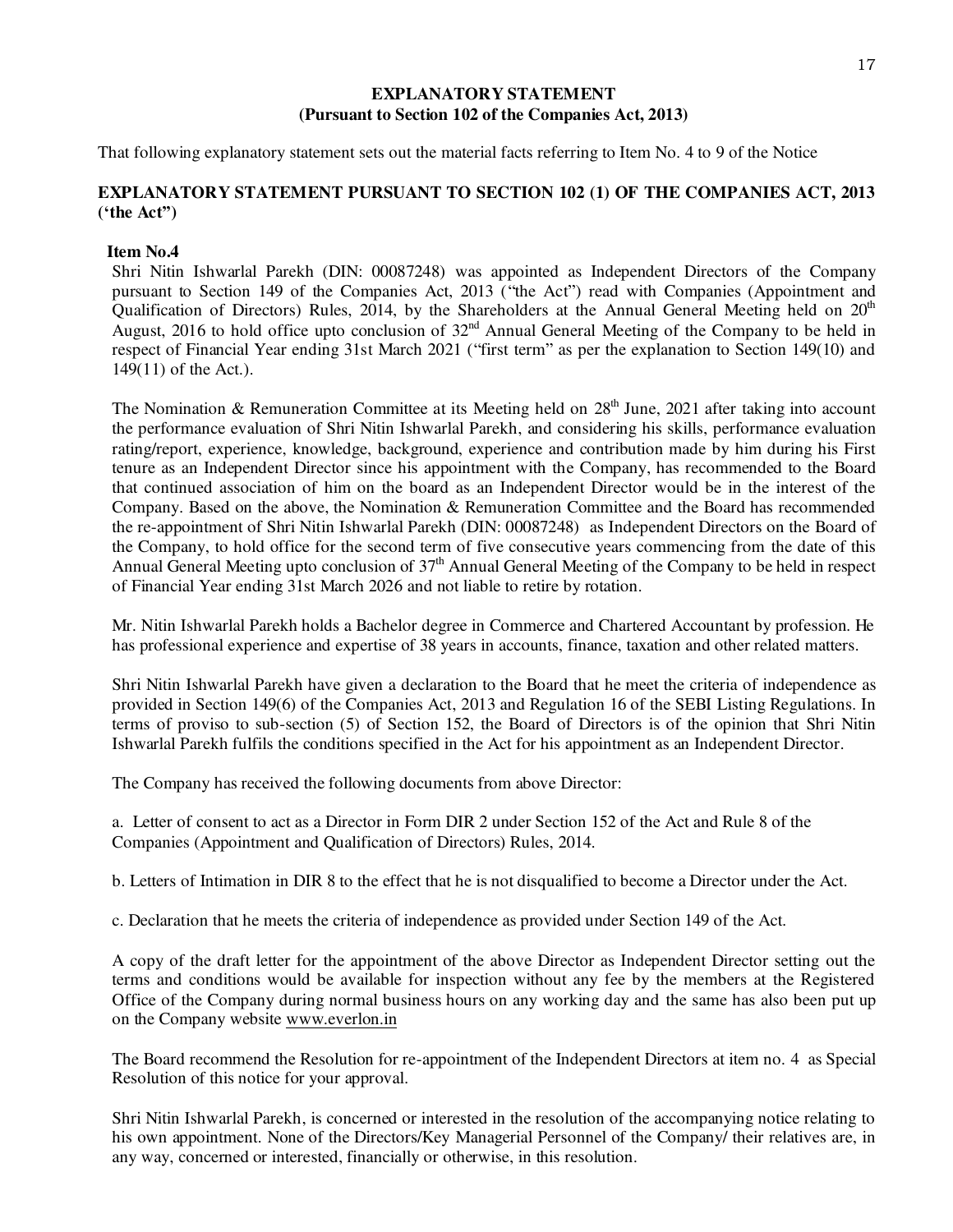## EXPLANATORY STATEMENT
### (Pursuant to Section 102 of the Companies Act, 2013)

That following explanatory statement sets out the material facts referring to Item No. 4 to 9 of the Notice

### EXPLANATORY STATEMENT PURSUANT TO SECTION 102 (1) OF THE COMPANIES ACT, 2013 ('the Act")

**Item No.4**

Shri Nitin Ishwarlal Parekh (DIN: 00087248) was appointed as Independent Directors of the Company pursuant to Section 149 of the Companies Act, 2013 ("the Act") read with Companies (Appointment and Qualification of Directors) Rules, 2014, by the Shareholders at the Annual General Meeting held on 20th August, 2016 to hold office upto conclusion of 32nd Annual General Meeting of the Company to be held in respect of Financial Year ending 31st March 2021 ("first term" as per the explanation to Section 149(10) and 149(11) of the Act.).

The Nomination & Remuneration Committee at its Meeting held on 28th June, 2021 after taking into account the performance evaluation of Shri Nitin Ishwarlal Parekh, and considering his skills, performance evaluation rating/report, experience, knowledge, background, experience and contribution made by him during his First tenure as an Independent Director since his appointment with the Company, has recommended to the Board that continued association of him on the board as an Independent Director would be in the interest of the Company. Based on the above, the Nomination & Remuneration Committee and the Board has recommended the re-appointment of Shri Nitin Ishwarlal Parekh (DIN: 00087248) as Independent Directors on the Board of the Company, to hold office for the second term of five consecutive years commencing from the date of this Annual General Meeting upto conclusion of 37th Annual General Meeting of the Company to be held in respect of Financial Year ending 31st March 2026 and not liable to retire by rotation.

Mr. Nitin Ishwarlal Parekh holds a Bachelor degree in Commerce and Chartered Accountant by profession. He has professional experience and expertise of 38 years in accounts, finance, taxation and other related matters.

Shri Nitin Ishwarlal Parekh have given a declaration to the Board that he meet the criteria of independence as provided in Section 149(6) of the Companies Act, 2013 and Regulation 16 of the SEBI Listing Regulations. In terms of proviso to sub-section (5) of Section 152, the Board of Directors is of the opinion that Shri Nitin Ishwarlal Parekh fulfils the conditions specified in the Act for his appointment as an Independent Director.

The Company has received the following documents from above Director:

a. Letter of consent to act as a Director in Form DIR 2 under Section 152 of the Act and Rule 8 of the Companies (Appointment and Qualification of Directors) Rules, 2014.

b. Letters of Intimation in DIR 8 to the effect that he is not disqualified to become a Director under the Act.

c. Declaration that he meets the criteria of independence as provided under Section 149 of the Act.

A copy of the draft letter for the appointment of the above Director as Independent Director setting out the terms and conditions would be available for inspection without any fee by the members at the Registered Office of the Company during normal business hours on any working day and the same has also been put up on the Company website www.everlon.in

The Board recommend the Resolution for re-appointment of the Independent Directors at item no. 4 as Special Resolution of this notice for your approval.

Shri Nitin Ishwarlal Parekh, is concerned or interested in the resolution of the accompanying notice relating to his own appointment. None of the Directors/Key Managerial Personnel of the Company/ their relatives are, in any way, concerned or interested, financially or otherwise, in this resolution.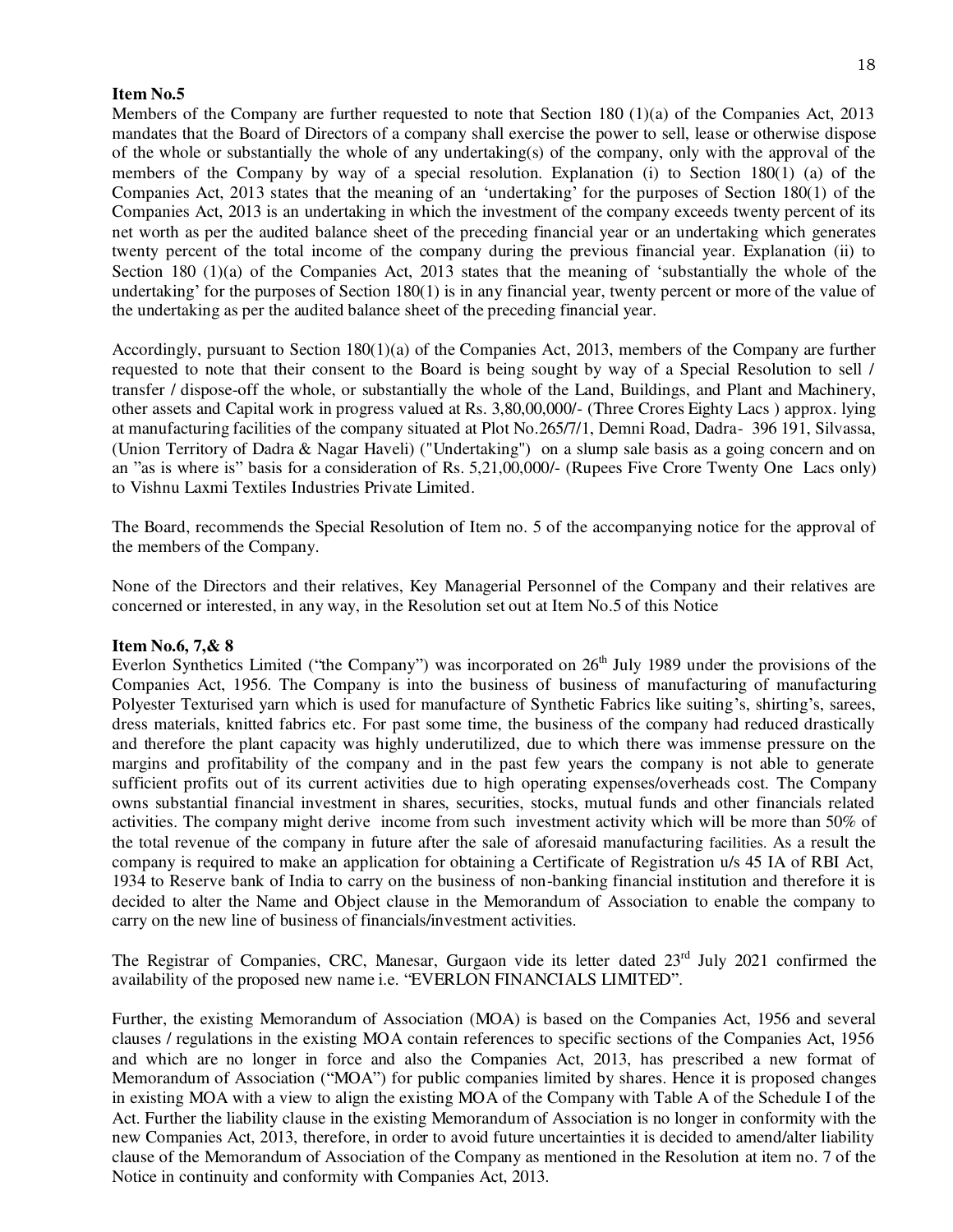**Item No.5**

Members of the Company are further requested to note that Section 180 (1)(a) of the Companies Act, 2013 mandates that the Board of Directors of a company shall exercise the power to sell, lease or otherwise dispose of the whole or substantially the whole of any undertaking(s) of the company, only with the approval of the members of the Company by way of a special resolution. Explanation (i) to Section 180(1) (a) of the Companies Act, 2013 states that the meaning of an 'undertaking' for the purposes of Section 180(1) of the Companies Act, 2013 is an undertaking in which the investment of the company exceeds twenty percent of its net worth as per the audited balance sheet of the preceding financial year or an undertaking which generates twenty percent of the total income of the company during the previous financial year. Explanation (ii) to Section 180 (1)(a) of the Companies Act, 2013 states that the meaning of 'substantially the whole of the undertaking' for the purposes of Section 180(1) is in any financial year, twenty percent or more of the value of the undertaking as per the audited balance sheet of the preceding financial year.

Accordingly, pursuant to Section 180(1)(a) of the Companies Act, 2013, members of the Company are further requested to note that their consent to the Board is being sought by way of a Special Resolution to sell / transfer / dispose-off the whole, or substantially the whole of the Land, Buildings, and Plant and Machinery, other assets and Capital work in progress valued at Rs. 3,80,00,000/- (Three Crores Eighty Lacs ) approx. lying at manufacturing facilities of the company situated at Plot No.265/7/1, Demni Road, Dadra- 396 191, Silvassa, (Union Territory of Dadra & Nagar Haveli) ("Undertaking") on a slump sale basis as a going concern and on an "as is where is" basis for a consideration of Rs. 5,21,00,000/- (Rupees Five Crore Twenty One Lacs only) to Vishnu Laxmi Textiles Industries Private Limited.

The Board, recommends the Special Resolution of Item no. 5 of the accompanying notice for the approval of the members of the Company.

None of the Directors and their relatives, Key Managerial Personnel of the Company and their relatives are concerned or interested, in any way, in the Resolution set out at Item No.5 of this Notice

**Item No.6, 7,& 8**

Everlon Synthetics Limited ("the Company") was incorporated on 26th July 1989 under the provisions of the Companies Act, 1956. The Company is into the business of business of manufacturing of manufacturing Polyester Texturised yarn which is used for manufacture of Synthetic Fabrics like suiting's, shirting's, sarees, dress materials, knitted fabrics etc. For past some time, the business of the company had reduced drastically and therefore the plant capacity was highly underutilized, due to which there was immense pressure on the margins and profitability of the company and in the past few years the company is not able to generate sufficient profits out of its current activities due to high operating expenses/overheads cost. The Company owns substantial financial investment in shares, securities, stocks, mutual funds and other financials related activities. The company might derive income from such investment activity which will be more than 50% of the total revenue of the company in future after the sale of aforesaid manufacturing facilities. As a result the company is required to make an application for obtaining a Certificate of Registration u/s 45 IA of RBI Act, 1934 to Reserve bank of India to carry on the business of non-banking financial institution and therefore it is decided to alter the Name and Object clause in the Memorandum of Association to enable the company to carry on the new line of business of financials/investment activities.

The Registrar of Companies, CRC, Manesar, Gurgaon vide its letter dated 23rd July 2021 confirmed the availability of the proposed new name i.e. "EVERLON FINANCIALS LIMITED".

Further, the existing Memorandum of Association (MOA) is based on the Companies Act, 1956 and several clauses / regulations in the existing MOA contain references to specific sections of the Companies Act, 1956 and which are no longer in force and also the Companies Act, 2013, has prescribed a new format of Memorandum of Association ("MOA") for public companies limited by shares. Hence it is proposed changes in existing MOA with a view to align the existing MOA of the Company with Table A of the Schedule I of the Act. Further the liability clause in the existing Memorandum of Association is no longer in conformity with the new Companies Act, 2013, therefore, in order to avoid future uncertainties it is decided to amend/alter liability clause of the Memorandum of Association of the Company as mentioned in the Resolution at item no. 7 of the Notice in continuity and conformity with Companies Act, 2013.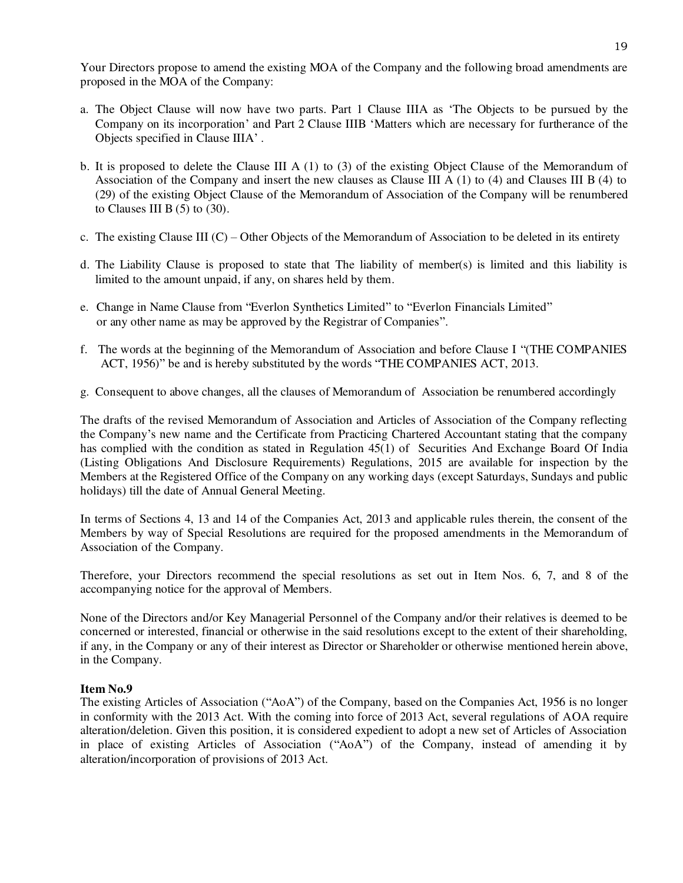Your Directors propose to amend the existing MOA of the Company and the following broad amendments are proposed in the MOA of the Company:

a. The Object Clause will now have two parts. Part 1 Clause IIIA as 'The Objects to be pursued by the Company on its incorporation' and Part 2 Clause IIIB 'Matters which are necessary for furtherance of the Objects specified in Clause IIIA' .

b. It is proposed to delete the Clause III A (1) to (3) of the existing Object Clause of the Memorandum of Association of the Company and insert the new clauses as Clause III A (1) to (4) and Clauses III B (4) to (29) of the existing Object Clause of the Memorandum of Association of the Company will be renumbered to Clauses III B (5) to (30).

c. The existing Clause III (C) – Other Objects of the Memorandum of Association to be deleted in its entirety

d. The Liability Clause is proposed to state that The liability of member(s) is limited and this liability is limited to the amount unpaid, if any, on shares held by them.

e. Change in Name Clause from "Everlon Synthetics Limited" to "Everlon Financials Limited" or any other name as may be approved by the Registrar of Companies".

f. The words at the beginning of the Memorandum of Association and before Clause I "(THE COMPANIES ACT, 1956)" be and is hereby substituted by the words "THE COMPANIES ACT, 2013.

g. Consequent to above changes, all the clauses of Memorandum of Association be renumbered accordingly

The drafts of the revised Memorandum of Association and Articles of Association of the Company reflecting the Company's new name and the Certificate from Practicing Chartered Accountant stating that the company has complied with the condition as stated in Regulation 45(1) of Securities And Exchange Board Of India (Listing Obligations And Disclosure Requirements) Regulations, 2015 are available for inspection by the Members at the Registered Office of the Company on any working days (except Saturdays, Sundays and public holidays) till the date of Annual General Meeting.

In terms of Sections 4, 13 and 14 of the Companies Act, 2013 and applicable rules therein, the consent of the Members by way of Special Resolutions are required for the proposed amendments in the Memorandum of Association of the Company.

Therefore, your Directors recommend the special resolutions as set out in Item Nos. 6, 7, and 8 of the accompanying notice for the approval of Members.

None of the Directors and/or Key Managerial Personnel of the Company and/or their relatives is deemed to be concerned or interested, financial or otherwise in the said resolutions except to the extent of their shareholding, if any, in the Company or any of their interest as Director or Shareholder or otherwise mentioned herein above, in the Company.

**Item No.9**

The existing Articles of Association ("AoA") of the Company, based on the Companies Act, 1956 is no longer in conformity with the 2013 Act. With the coming into force of 2013 Act, several regulations of AOA require alteration/deletion. Given this position, it is considered expedient to adopt a new set of Articles of Association in place of existing Articles of Association ("AoA") of the Company, instead of amending it by alteration/incorporation of provisions of 2013 Act.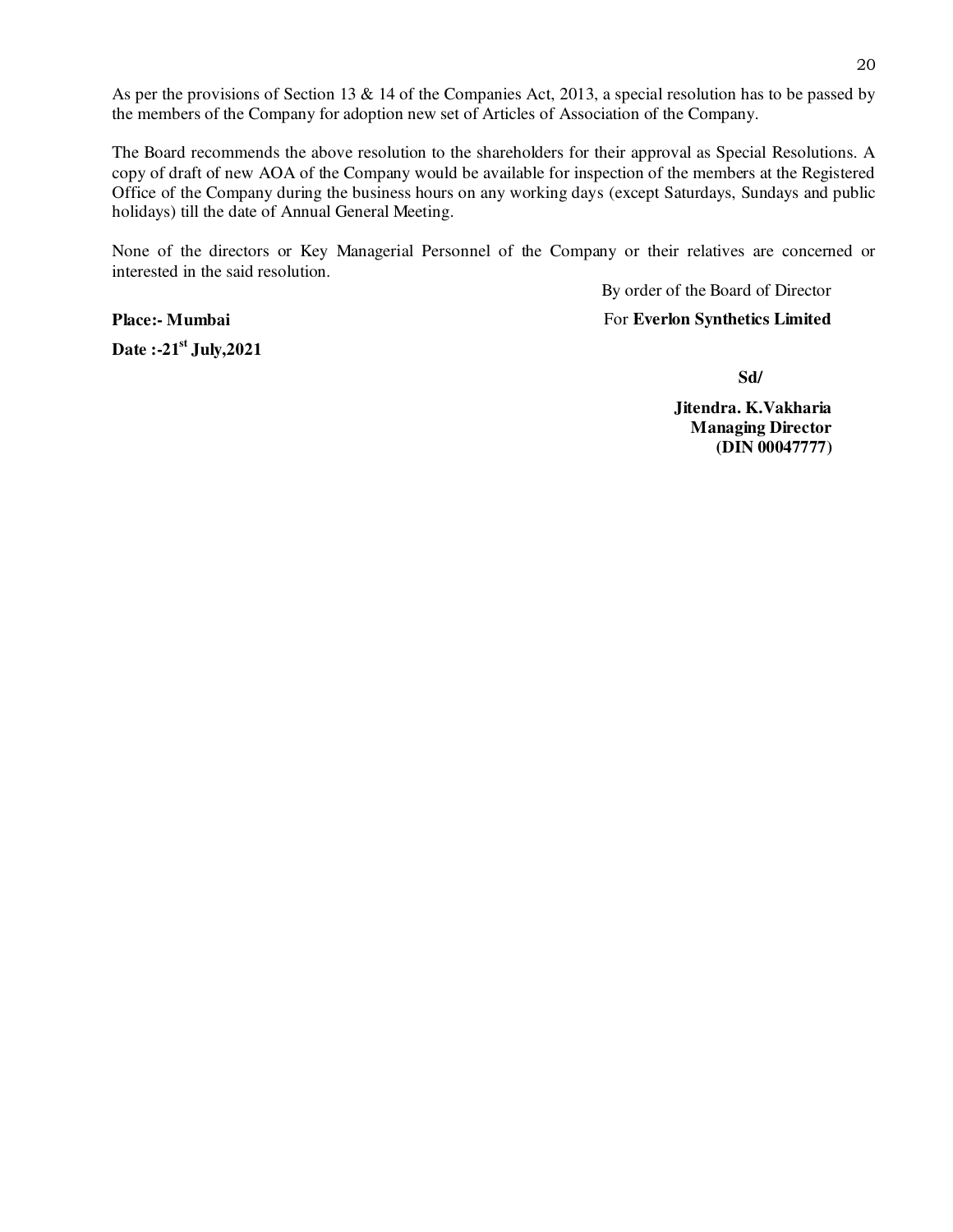As per the provisions of Section 13 & 14 of the Companies Act, 2013, a special resolution has to be passed by the members of the Company for adoption new set of Articles of Association of the Company.

The Board recommends the above resolution to the shareholders for their approval as Special Resolutions. A copy of draft of new AOA of the Company would be available for inspection of the members at the Registered Office of the Company during the business hours on any working days (except Saturdays, Sundays and public holidays) till the date of Annual General Meeting.

None of the directors or Key Managerial Personnel of the Company or their relatives are concerned or interested in the said resolution.

By order of the Board of Director

For **Everlon Synthetics Limited**

**Place:- Mumbai**

**Date :-21st July,2021**

**Sd/**

**Jitendra. K.Vakharia**
**Managing Director**
**(DIN 00047777)**